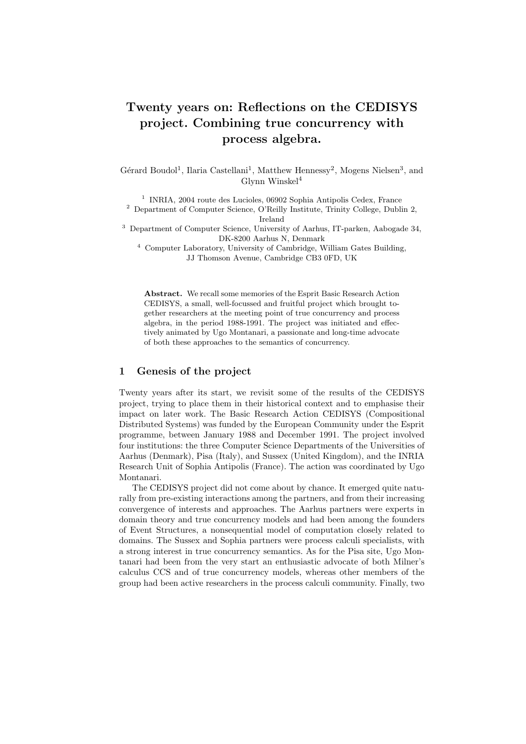# Twenty years on: Reflections on the CEDISYS project. Combining true concurrency with process algebra.

Gérard Boudol[1], Ilaria Castellani[1], Matthew Hennessy[2], Mogens Nielsen[3], and Glynn Winskel[4]

[1] INRIA, 2004 route des Lucioles, 06902 Sophia Antipolis Cedex, France
[2] Department of Computer Science, O'Reilly Institute, Trinity College, Dublin 2, Ireland
[3] Department of Computer Science, University of Aarhus, IT-parken, Aabogade 34, DK-8200 Aarhus N, Denmark
[4] Computer Laboratory, University of Cambridge, William Gates Building, JJ Thomson Avenue, Cambridge CB3 0FD, UK

**Abstract.** We recall some memories of the Esprit Basic Research Action CEDISYS, a small, well-focussed and fruitful project which brought together researchers at the meeting point of true concurrency and process algebra, in the period 1988-1991. The project was initiated and effectively animated by Ugo Montanari, a passionate and long-time advocate of both these approaches to the semantics of concurrency.

## 1 Genesis of the project

Twenty years after its start, we revisit some of the results of the CEDISYS project, trying to place them in their historical context and to emphasise their impact on later work. The Basic Research Action CEDISYS (Compositional Distributed Systems) was funded by the European Community under the Esprit programme, between January 1988 and December 1991. The project involved four institutions: the three Computer Science Departments of the Universities of Aarhus (Denmark), Pisa (Italy), and Sussex (United Kingdom), and the INRIA Research Unit of Sophia Antipolis (France). The action was coordinated by Ugo Montanari.

The CEDISYS project did not come about by chance. It emerged quite naturally from pre-existing interactions among the partners, and from their increasing convergence of interests and approaches. The Aarhus partners were experts in domain theory and true concurrency models and had been among the founders of Event Structures, a nonsequential model of computation closely related to domains. The Sussex and Sophia partners were process calculi specialists, with a strong interest in true concurrency semantics. As for the Pisa site, Ugo Montanari had been from the very start an enthusiastic advocate of both Milner's calculus CCS and of true concurrency models, whereas other members of the group had been active researchers in the process calculi community. Finally, two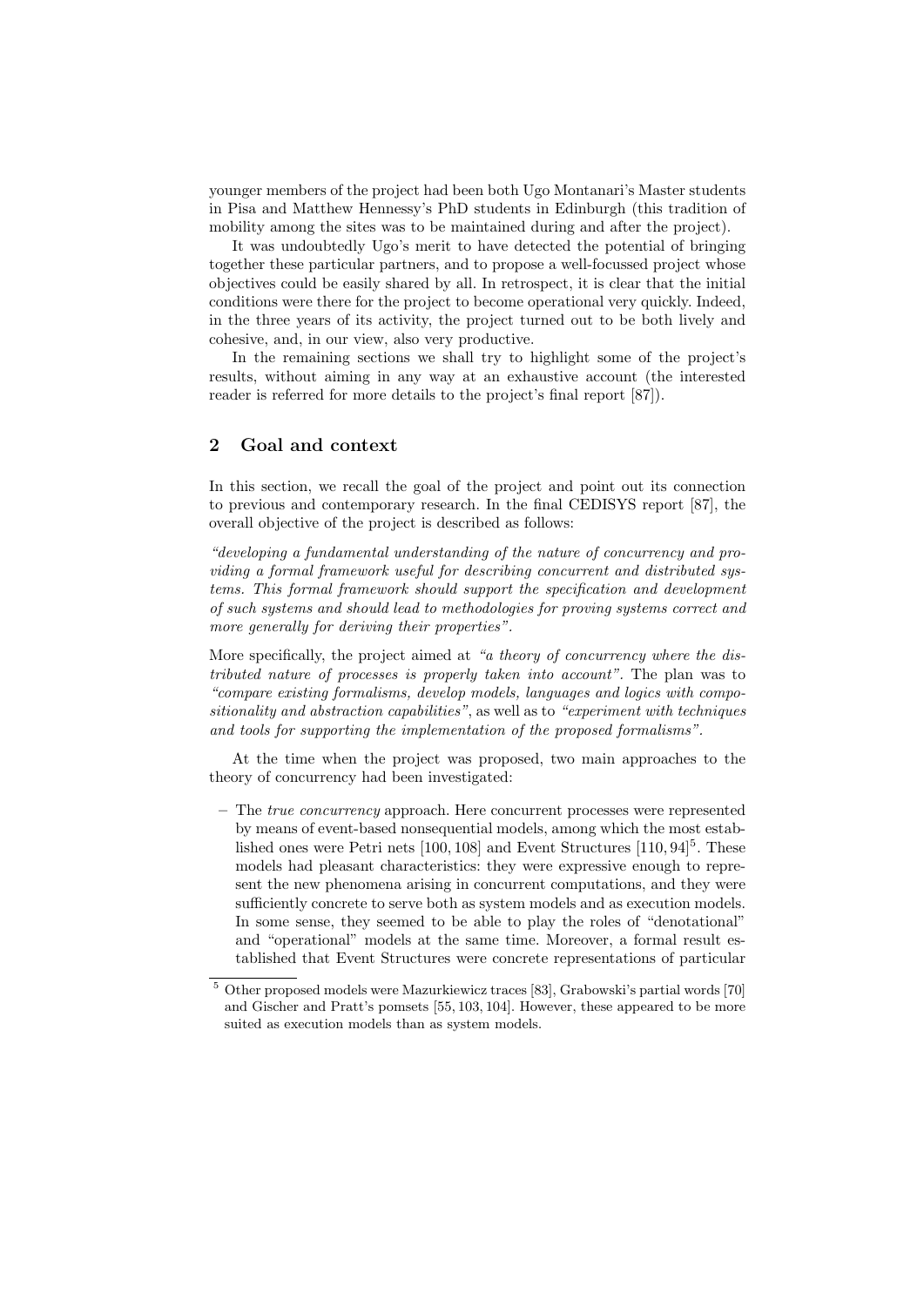younger members of the project had been both Ugo Montanari's Master students in Pisa and Matthew Hennessy's PhD students in Edinburgh (this tradition of mobility among the sites was to be maintained during and after the project).

It was undoubtedly Ugo's merit to have detected the potential of bringing together these particular partners, and to propose a well-focussed project whose objectives could be easily shared by all. In retrospect, it is clear that the initial conditions were there for the project to become operational very quickly. Indeed, in the three years of its activity, the project turned out to be both lively and cohesive, and, in our view, also very productive.

In the remaining sections we shall try to highlight some of the project's results, without aiming in any way at an exhaustive account (the interested reader is referred for more details to the project's final report [87]).

## 2 Goal and context

In this section, we recall the goal of the project and point out its connection to previous and contemporary research. In the final CEDISYS report [87], the overall objective of the project is described as follows:

*"developing a fundamental understanding of the nature of concurrency and providing a formal framework useful for describing concurrent and distributed systems. This formal framework should support the specification and development of such systems and should lead to methodologies for proving systems correct and more generally for deriving their properties".*

More specifically, the project aimed at *"a theory of concurrency where the distributed nature of processes is properly taken into account"*. The plan was to *"compare existing formalisms, develop models, languages and logics with compositionality and abstraction capabilities"*, as well as to *"experiment with techniques and tools for supporting the implementation of the proposed formalisms"*.

At the time when the project was proposed, two main approaches to the theory of concurrency had been investigated:

- The *true concurrency* approach. Here concurrent processes were represented by means of event-based nonsequential models, among which the most established ones were Petri nets [100, 108] and Event Structures [110, 94][5]. These models had pleasant characteristics: they were expressive enough to represent the new phenomena arising in concurrent computations, and they were sufficiently concrete to serve both as system models and as execution models. In some sense, they seemed to be able to play the roles of "denotational" and "operational" models at the same time. Moreover, a formal result established that Event Structures were concrete representations of particular

[5] Other proposed models were Mazurkiewicz traces [83], Grabowski's partial words [70] and Gischer and Pratt's pomsets [55, 103, 104]. However, these appeared to be more suited as execution models than as system models.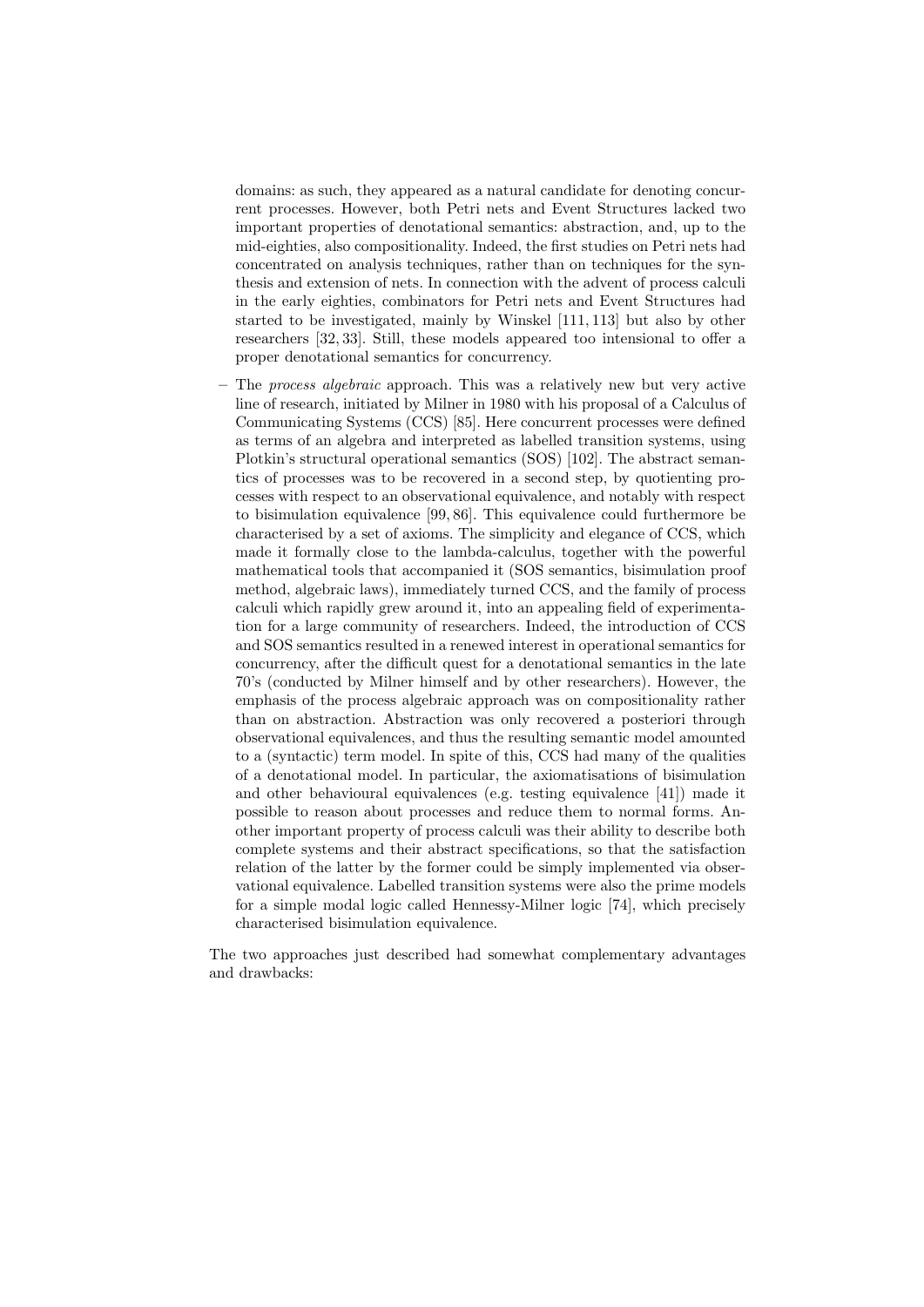domains: as such, they appeared as a natural candidate for denoting concurrent processes. However, both Petri nets and Event Structures lacked two important properties of denotational semantics: abstraction, and, up to the mid-eighties, also compositionality. Indeed, the first studies on Petri nets had concentrated on analysis techniques, rather than on techniques for the synthesis and extension of nets. In connection with the advent of process calculi in the early eighties, combinators for Petri nets and Event Structures had started to be investigated, mainly by Winskel [111, 113] but also by other researchers [32, 33]. Still, these models appeared too intensional to offer a proper denotational semantics for concurrency.

– The *process algebraic* approach. This was a relatively new but very active line of research, initiated by Milner in 1980 with his proposal of a Calculus of Communicating Systems (CCS) [85]. Here concurrent processes were defined as terms of an algebra and interpreted as labelled transition systems, using Plotkin's structural operational semantics (SOS) [102]. The abstract semantics of processes was to be recovered in a second step, by quotienting processes with respect to an observational equivalence, and notably with respect to bisimulation equivalence [99, 86]. This equivalence could furthermore be characterised by a set of axioms. The simplicity and elegance of CCS, which made it formally close to the lambda-calculus, together with the powerful mathematical tools that accompanied it (SOS semantics, bisimulation proof method, algebraic laws), immediately turned CCS, and the family of process calculi which rapidly grew around it, into an appealing field of experimentation for a large community of researchers. Indeed, the introduction of CCS and SOS semantics resulted in a renewed interest in operational semantics for concurrency, after the difficult quest for a denotational semantics in the late 70's (conducted by Milner himself and by other researchers). However, the emphasis of the process algebraic approach was on compositionality rather than on abstraction. Abstraction was only recovered a posteriori through observational equivalences, and thus the resulting semantic model amounted to a (syntactic) term model. In spite of this, CCS had many of the qualities of a denotational model. In particular, the axiomatisations of bisimulation and other behavioural equivalences (e.g. testing equivalence [41]) made it possible to reason about processes and reduce them to normal forms. Another important property of process calculi was their ability to describe both complete systems and their abstract specifications, so that the satisfaction relation of the latter by the former could be simply implemented via observational equivalence. Labelled transition systems were also the prime models for a simple modal logic called Hennessy-Milner logic [74], which precisely characterised bisimulation equivalence.

The two approaches just described had somewhat complementary advantages and drawbacks: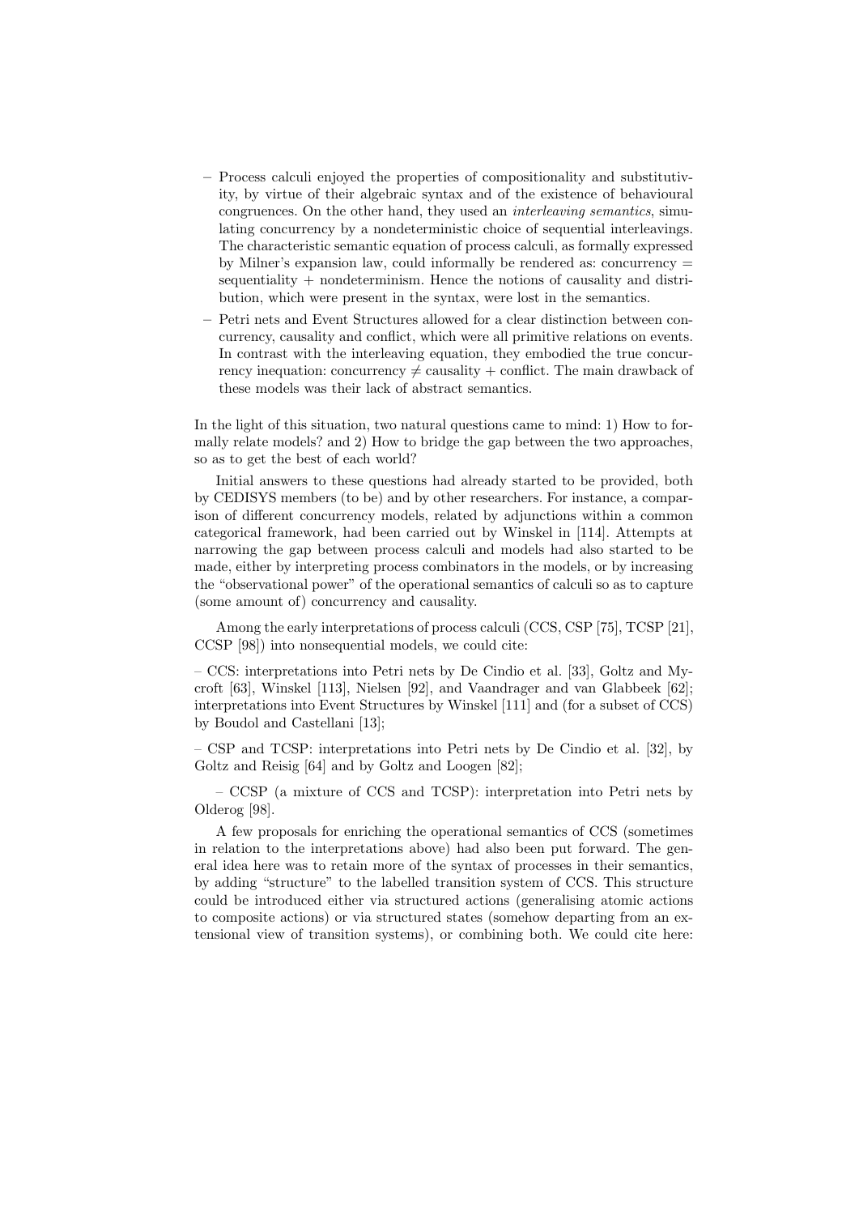- Process calculi enjoyed the properties of compositionality and substitutivity, by virtue of their algebraic syntax and of the existence of behavioural congruences. On the other hand, they used an *interleaving semantics*, simulating concurrency by a nondeterministic choice of sequential interleavings. The characteristic semantic equation of process calculi, as formally expressed by Milner's expansion law, could informally be rendered as: concurrency = sequentiality + nondeterminism. Hence the notions of causality and distribution, which were present in the syntax, were lost in the semantics.
- Petri nets and Event Structures allowed for a clear distinction between concurrency, causality and conflict, which were all primitive relations on events. In contrast with the interleaving equation, they embodied the true concurrency inequation: concurrency $\neq$ causality + conflict. The main drawback of these models was their lack of abstract semantics.

In the light of this situation, two natural questions came to mind: 1) How to formally relate models? and 2) How to bridge the gap between the two approaches, so as to get the best of each world?

Initial answers to these questions had already started to be provided, both by CEDISYS members (to be) and by other researchers. For instance, a comparison of different concurrency models, related by adjunctions within a common categorical framework, had been carried out by Winskel in [114]. Attempts at narrowing the gap between process calculi and models had also started to be made, either by interpreting process combinators in the models, or by increasing the "observational power" of the operational semantics of calculi so as to capture (some amount of) concurrency and causality.

Among the early interpretations of process calculi (CCS, CSP [75], TCSP [21], CCSP [98]) into nonsequential models, we could cite:

– CCS: interpretations into Petri nets by De Cindio et al. [33], Goltz and Mycroft [63], Winskel [113], Nielsen [92], and Vaandrager and van Glabbeek [62]; interpretations into Event Structures by Winskel [111] and (for a subset of CCS) by Boudol and Castellani [13];

– CSP and TCSP: interpretations into Petri nets by De Cindio et al. [32], by Goltz and Reisig [64] and by Goltz and Loogen [82];

– CCSP (a mixture of CCS and TCSP): interpretation into Petri nets by Olderog [98].

A few proposals for enriching the operational semantics of CCS (sometimes in relation to the interpretations above) had also been put forward. The general idea here was to retain more of the syntax of processes in their semantics, by adding "structure" to the labelled transition system of CCS. This structure could be introduced either via structured actions (generalising atomic actions to composite actions) or via structured states (somehow departing from an extensional view of transition systems), or combining both. We could cite here: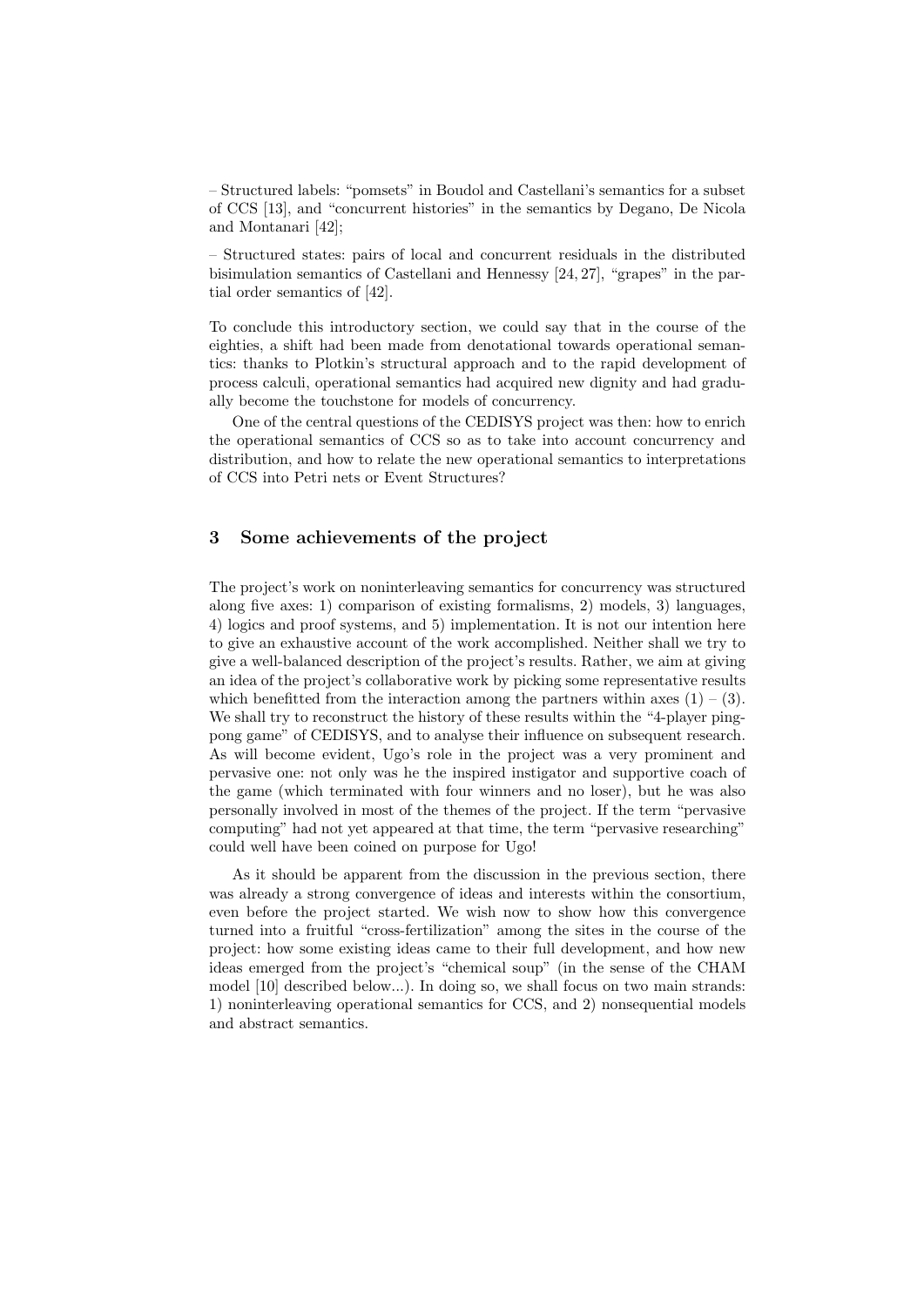– Structured labels: "pomsets" in Boudol and Castellani's semantics for a subset of CCS [13], and "concurrent histories" in the semantics by Degano, De Nicola and Montanari [42];

– Structured states: pairs of local and concurrent residuals in the distributed bisimulation semantics of Castellani and Hennessy [24, 27], "grapes" in the partial order semantics of [42].

To conclude this introductory section, we could say that in the course of the eighties, a shift had been made from denotational towards operational semantics: thanks to Plotkin's structural approach and to the rapid development of process calculi, operational semantics had acquired new dignity and had gradually become the touchstone for models of concurrency.

One of the central questions of the CEDISYS project was then: how to enrich the operational semantics of CCS so as to take into account concurrency and distribution, and how to relate the new operational semantics to interpretations of CCS into Petri nets or Event Structures?

## 3 Some achievements of the project

The project's work on noninterleaving semantics for concurrency was structured along five axes: 1) comparison of existing formalisms, 2) models, 3) languages, 4) logics and proof systems, and 5) implementation. It is not our intention here to give an exhaustive account of the work accomplished. Neither shall we try to give a well-balanced description of the project's results. Rather, we aim at giving an idea of the project's collaborative work by picking some representative results which benefitted from the interaction among the partners within axes (1) – (3). We shall try to reconstruct the history of these results within the "4-player ping-pong game" of CEDISYS, and to analyse their influence on subsequent research. As will become evident, Ugo's role in the project was a very prominent and pervasive one: not only was he the inspired instigator and supportive coach of the game (which terminated with four winners and no loser), but he was also personally involved in most of the themes of the project. If the term "pervasive computing" had not yet appeared at that time, the term "pervasive researching" could well have been coined on purpose for Ugo!

As it should be apparent from the discussion in the previous section, there was already a strong convergence of ideas and interests within the consortium, even before the project started. We wish now to show how this convergence turned into a fruitful "cross-fertilization" among the sites in the course of the project: how some existing ideas came to their full development, and how new ideas emerged from the project's "chemical soup" (in the sense of the CHAM model [10] described below...). In doing so, we shall focus on two main strands: 1) noninterleaving operational semantics for CCS, and 2) nonsequential models and abstract semantics.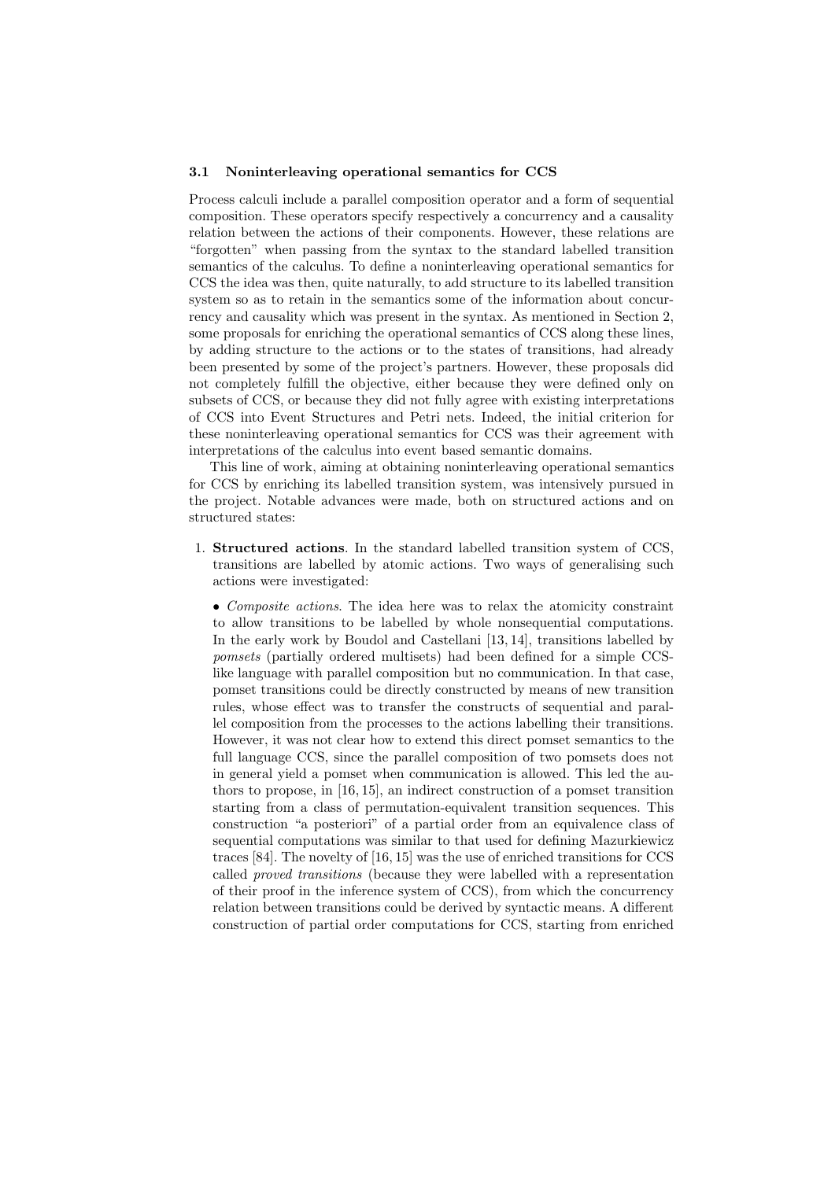### 3.1 Noninterleaving operational semantics for CCS

Process calculi include a parallel composition operator and a form of sequential composition. These operators specify respectively a concurrency and a causality relation between the actions of their components. However, these relations are "forgotten" when passing from the syntax to the standard labelled transition semantics of the calculus. To define a noninterleaving operational semantics for CCS the idea was then, quite naturally, to add structure to its labelled transition system so as to retain in the semantics some of the information about concurrency and causality which was present in the syntax. As mentioned in Section 2, some proposals for enriching the operational semantics of CCS along these lines, by adding structure to the actions or to the states of transitions, had already been presented by some of the project's partners. However, these proposals did not completely fulfill the objective, either because they were defined only on subsets of CCS, or because they did not fully agree with existing interpretations of CCS into Event Structures and Petri nets. Indeed, the initial criterion for these noninterleaving operational semantics for CCS was their agreement with interpretations of the calculus into event based semantic domains.

This line of work, aiming at obtaining noninterleaving operational semantics for CCS by enriching its labelled transition system, was intensively pursued in the project. Notable advances were made, both on structured actions and on structured states:

1. **Structured actions**. In the standard labelled transition system of CCS, transitions are labelled by atomic actions. Two ways of generalising such actions were investigated:

   • *Composite actions*. The idea here was to relax the atomicity constraint to allow transitions to be labelled by whole nonsequential computations. In the early work by Boudol and Castellani [13, 14], transitions labelled by *pomsets* (partially ordered multisets) had been defined for a simple CCS-like language with parallel composition but no communication. In that case, pomset transitions could be directly constructed by means of new transition rules, whose effect was to transfer the constructs of sequential and parallel composition from the processes to the actions labelling their transitions. However, it was not clear how to extend this direct pomset semantics to the full language CCS, since the parallel composition of two pomsets does not in general yield a pomset when communication is allowed. This led the authors to propose, in [16, 15], an indirect construction of a pomset transition starting from a class of permutation-equivalent transition sequences. This construction "a posteriori" of a partial order from an equivalence class of sequential computations was similar to that used for defining Mazurkiewicz traces [84]. The novelty of [16, 15] was the use of enriched transitions for CCS called *proved transitions* (because they were labelled with a representation of their proof in the inference system of CCS), from which the concurrency relation between transitions could be derived by syntactic means. A different construction of partial order computations for CCS, starting from enriched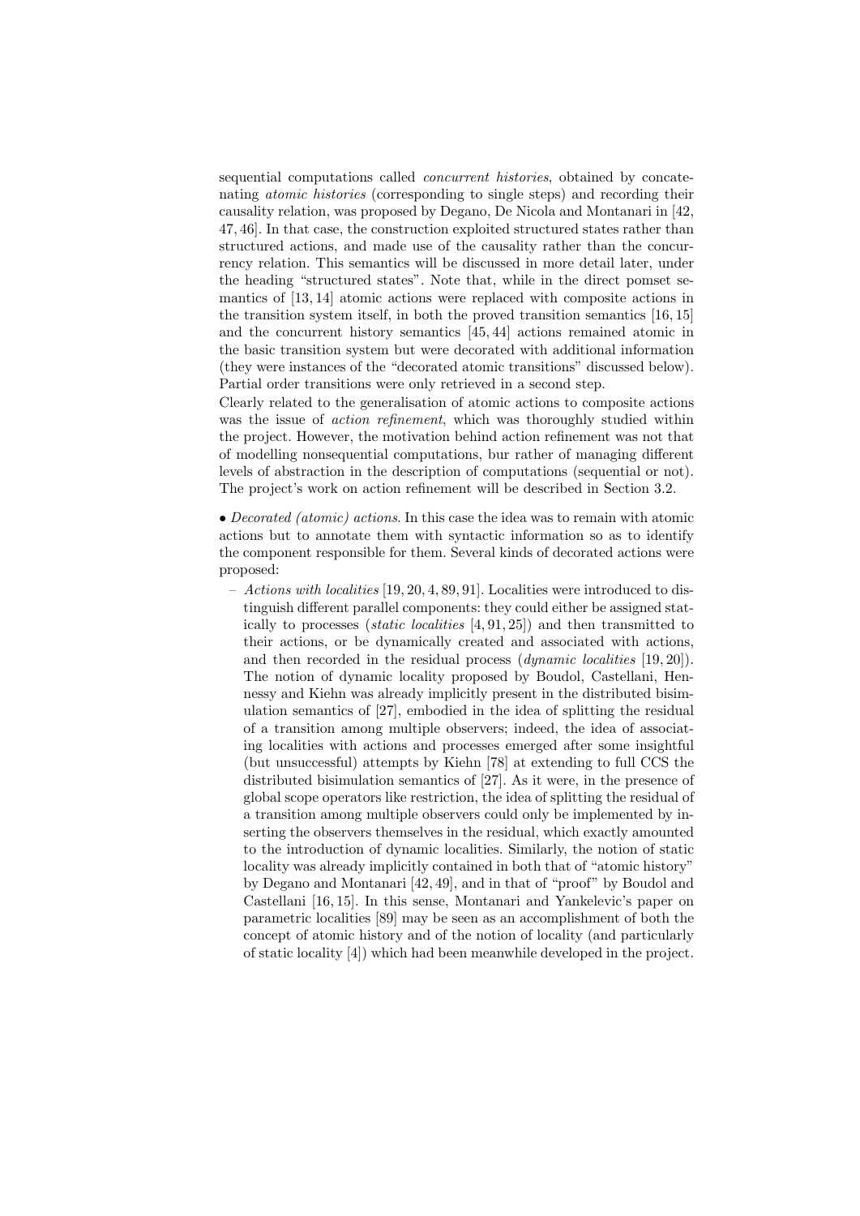sequential computations called *concurrent histories*, obtained by concatenating *atomic histories* (corresponding to single steps) and recording their causality relation, was proposed by Degano, De Nicola and Montanari in [42, 47, 46]. In that case, the construction exploited structured states rather than structured actions, and made use of the causality rather than the concurrency relation. This semantics will be discussed in more detail later, under the heading "structured states". Note that, while in the direct pomset semantics of [13, 14] atomic actions were replaced with composite actions in the transition system itself, in both the proved transition semantics [16, 15] and the concurrent history semantics [45, 44] actions remained atomic in the basic transition system but were decorated with additional information (they were instances of the "decorated atomic transitions" discussed below). Partial order transitions were only retrieved in a second step.

Clearly related to the generalisation of atomic actions to composite actions was the issue of *action refinement*, which was thoroughly studied within the project. However, the motivation behind action refinement was not that of modelling nonsequential computations, bur rather of managing different levels of abstraction in the description of computations (sequential or not). The project's work on action refinement will be described in Section 3.2.

• *Decorated (atomic) actions*. In this case the idea was to remain with atomic actions but to annotate them with syntactic information so as to identify the component responsible for them. Several kinds of decorated actions were proposed:

– *Actions with localities* [19, 20, 4, 89, 91]. Localities were introduced to distinguish different parallel components: they could either be assigned statically to processes (*static localities* [4, 91, 25]) and then transmitted to their actions, or be dynamically created and associated with actions, and then recorded in the residual process (*dynamic localities* [19, 20]). The notion of dynamic locality proposed by Boudol, Castellani, Hennessy and Kiehn was already implicitly present in the distributed bisimulation semantics of [27], embodied in the idea of splitting the residual of a transition among multiple observers; indeed, the idea of associating localities with actions and processes emerged after some insightful (but unsuccessful) attempts by Kiehn [78] at extending to full CCS the distributed bisimulation semantics of [27]. As it were, in the presence of global scope operators like restriction, the idea of splitting the residual of a transition among multiple observers could only be implemented by inserting the observers themselves in the residual, which exactly amounted to the introduction of dynamic localities. Similarly, the notion of static locality was already implicitly contained in both that of "atomic history" by Degano and Montanari [42, 49], and in that of "proof" by Boudol and Castellani [16, 15]. In this sense, Montanari and Yankelevic's paper on parametric localities [89] may be seen as an accomplishment of both the concept of atomic history and of the notion of locality (and particularly of static locality [4]) which had been meanwhile developed in the project.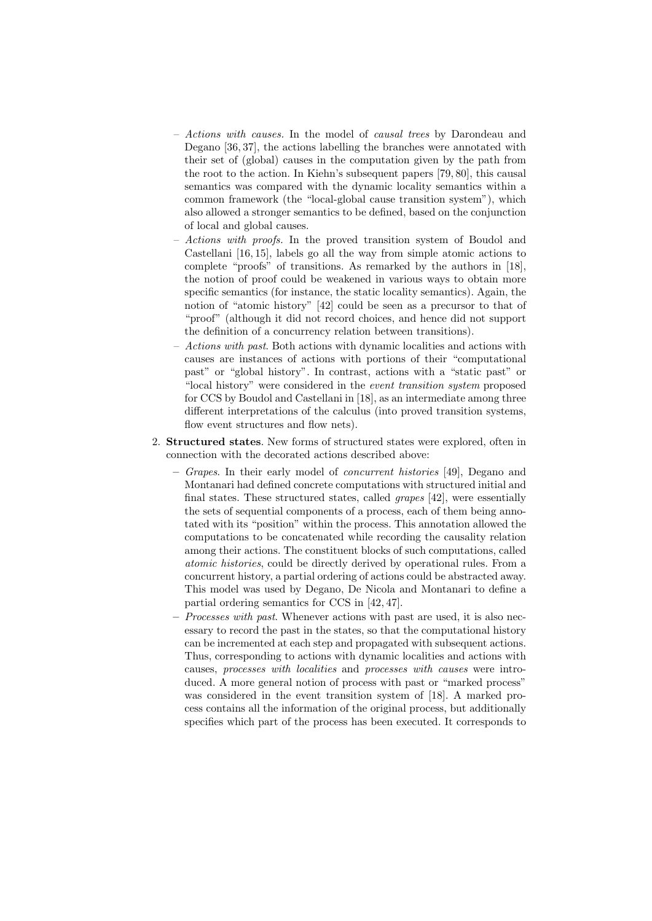- *Actions with causes.* In the model of *causal trees* by Darondeau and Degano [36, 37], the actions labelling the branches were annotated with their set of (global) causes in the computation given by the path from the root to the action. In Kiehn's subsequent papers [79, 80], this causal semantics was compared with the dynamic locality semantics within a common framework (the "local-global cause transition system"), which also allowed a stronger semantics to be defined, based on the conjunction of local and global causes.
  - *Actions with proofs.* In the proved transition system of Boudol and Castellani [16, 15], labels go all the way from simple atomic actions to complete "proofs" of transitions. As remarked by the authors in [18], the notion of proof could be weakened in various ways to obtain more specific semantics (for instance, the static locality semantics). Again, the notion of "atomic history" [42] could be seen as a precursor to that of "proof" (although it did not record choices, and hence did not support the definition of a concurrency relation between transitions).
  - *Actions with past*. Both actions with dynamic localities and actions with causes are instances of actions with portions of their "computational past" or "global history". In contrast, actions with a "static past" or "local history" were considered in the *event transition system* proposed for CCS by Boudol and Castellani in [18], as an intermediate among three different interpretations of the calculus (into proved transition systems, flow event structures and flow nets).

2. **Structured states**. New forms of structured states were explored, often in connection with the decorated actions described above:
  - *Grapes*. In their early model of *concurrent histories* [49], Degano and Montanari had defined concrete computations with structured initial and final states. These structured states, called *grapes* [42], were essentially the sets of sequential components of a process, each of them being annotated with its "position" within the process. This annotation allowed the computations to be concatenated while recording the causality relation among their actions. The constituent blocks of such computations, called *atomic histories*, could be directly derived by operational rules. From a concurrent history, a partial ordering of actions could be abstracted away. This model was used by Degano, De Nicola and Montanari to define a partial ordering semantics for CCS in [42, 47].
  - *Processes with past*. Whenever actions with past are used, it is also necessary to record the past in the states, so that the computational history can be incremented at each step and propagated with subsequent actions. Thus, corresponding to actions with dynamic localities and actions with causes, *processes with localities* and *processes with causes* were introduced. A more general notion of process with past or "marked process" was considered in the event transition system of [18]. A marked process contains all the information of the original process, but additionally specifies which part of the process has been executed. It corresponds to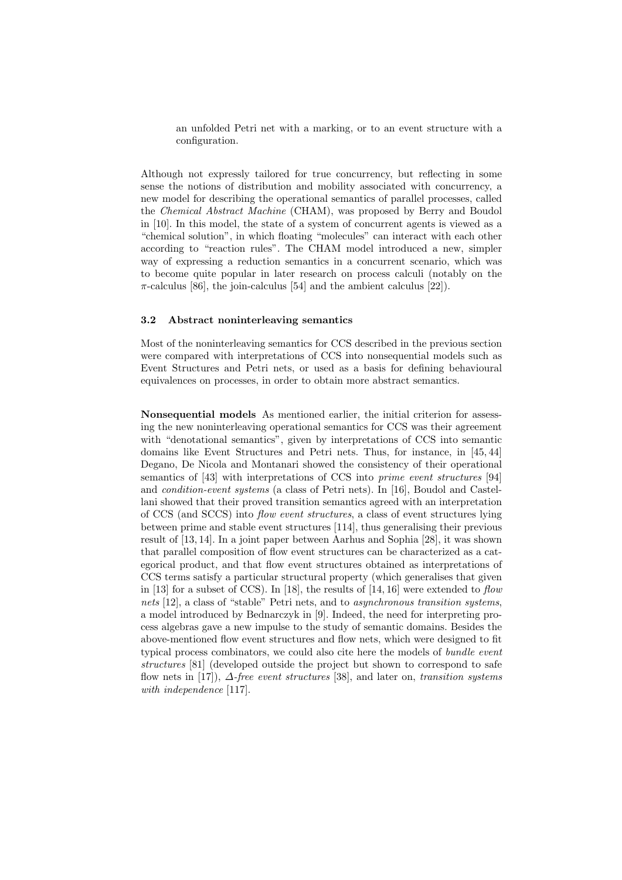an unfolded Petri net with a marking, or to an event structure with a configuration.

Although not expressly tailored for true concurrency, but reflecting in some sense the notions of distribution and mobility associated with concurrency, a new model for describing the operational semantics of parallel processes, called the *Chemical Abstract Machine* (CHAM), was proposed by Berry and Boudol in [10]. In this model, the state of a system of concurrent agents is viewed as a "chemical solution", in which floating "molecules" can interact with each other according to "reaction rules". The CHAM model introduced a new, simpler way of expressing a reduction semantics in a concurrent scenario, which was to become quite popular in later research on process calculi (notably on the $\pi$-calculus [86], the join-calculus [54] and the ambient calculus [22]).

### 3.2 Abstract noninterleaving semantics

Most of the noninterleaving semantics for CCS described in the previous section were compared with interpretations of CCS into nonsequential models such as Event Structures and Petri nets, or used as a basis for defining behavioural equivalences on processes, in order to obtain more abstract semantics.

**Nonsequential models** As mentioned earlier, the initial criterion for assessing the new noninterleaving operational semantics for CCS was their agreement with "denotational semantics", given by interpretations of CCS into semantic domains like Event Structures and Petri nets. Thus, for instance, in [45, 44] Degano, De Nicola and Montanari showed the consistency of their operational semantics of [43] with interpretations of CCS into *prime event structures* [94] and *condition-event systems* (a class of Petri nets). In [16], Boudol and Castellani showed that their proved transition semantics agreed with an interpretation of CCS (and SCCS) into *flow event structures*, a class of event structures lying between prime and stable event structures [114], thus generalising their previous result of [13, 14]. In a joint paper between Aarhus and Sophia [28], it was shown that parallel composition of flow event structures can be characterized as a categorical product, and that flow event structures obtained as interpretations of CCS terms satisfy a particular structural property (which generalises that given in [13] for a subset of CCS). In [18], the results of [14, 16] were extended to *flow nets* [12], a class of "stable" Petri nets, and to *asynchronous transition systems*, a model introduced by Bednarczyk in [9]. Indeed, the need for interpreting process algebras gave a new impulse to the study of semantic domains. Besides the above-mentioned flow event structures and flow nets, which were designed to fit typical process combinators, we could also cite here the models of *bundle event structures* [81] (developed outside the project but shown to correspond to safe flow nets in [17]), *$\Delta$-free event structures* [38], and later on, *transition systems with independence* [117].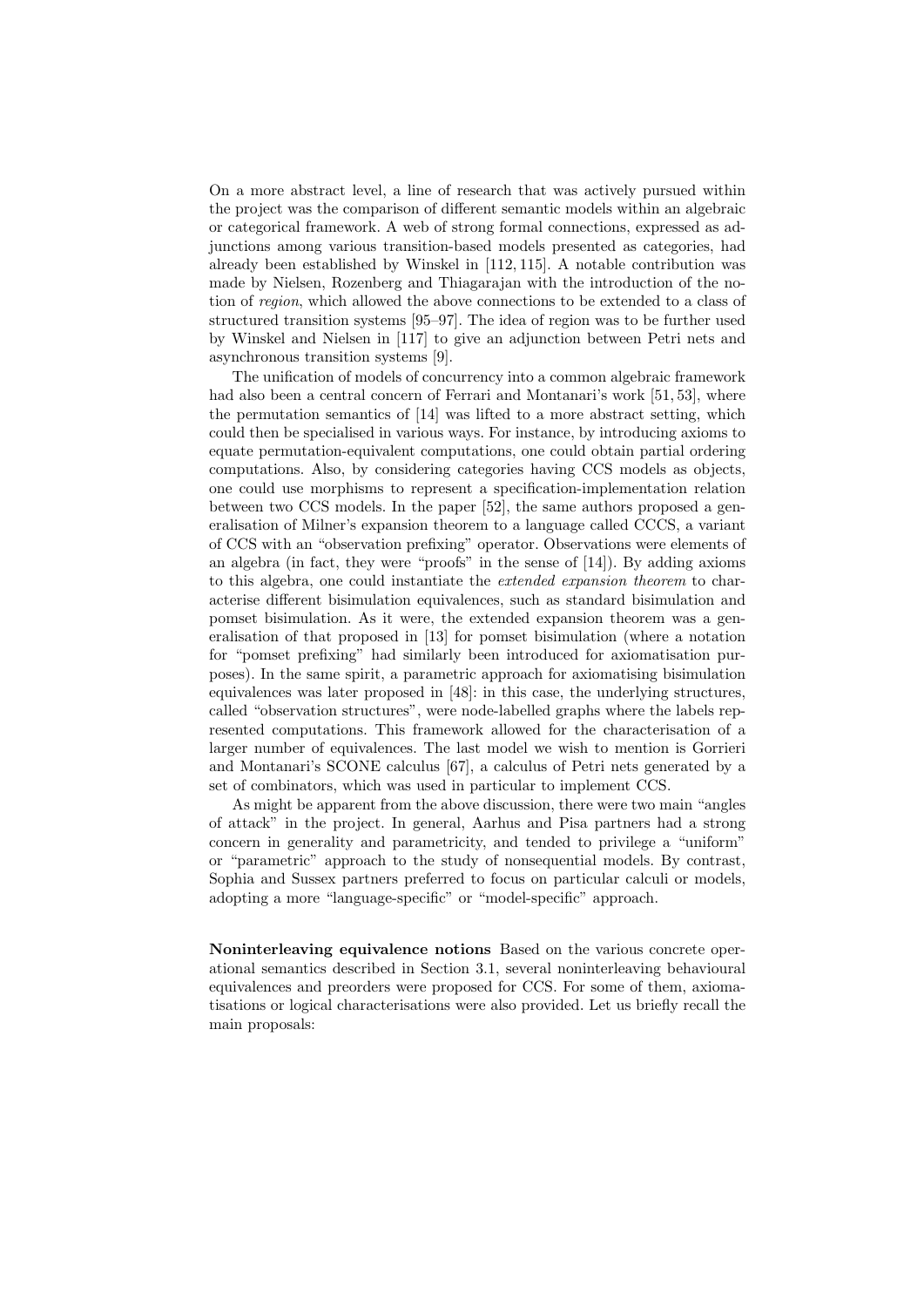On a more abstract level, a line of research that was actively pursued within the project was the comparison of different semantic models within an algebraic or categorical framework. A web of strong formal connections, expressed as adjunctions among various transition-based models presented as categories, had already been established by Winskel in [112, 115]. A notable contribution was made by Nielsen, Rozenberg and Thiagarajan with the introduction of the notion of *region*, which allowed the above connections to be extended to a class of structured transition systems [95–97]. The idea of region was to be further used by Winskel and Nielsen in [117] to give an adjunction between Petri nets and asynchronous transition systems [9].

The unification of models of concurrency into a common algebraic framework had also been a central concern of Ferrari and Montanari's work [51, 53], where the permutation semantics of [14] was lifted to a more abstract setting, which could then be specialised in various ways. For instance, by introducing axioms to equate permutation-equivalent computations, one could obtain partial ordering computations. Also, by considering categories having CCS models as objects, one could use morphisms to represent a specification-implementation relation between two CCS models. In the paper [52], the same authors proposed a generalisation of Milner's expansion theorem to a language called CCCS, a variant of CCS with an "observation prefixing" operator. Observations were elements of an algebra (in fact, they were "proofs" in the sense of [14]). By adding axioms to this algebra, one could instantiate the *extended expansion theorem* to characterise different bisimulation equivalences, such as standard bisimulation and pomset bisimulation. As it were, the extended expansion theorem was a generalisation of that proposed in [13] for pomset bisimulation (where a notation for "pomset prefixing" had similarly been introduced for axiomatisation purposes). In the same spirit, a parametric approach for axiomatising bisimulation equivalences was later proposed in [48]: in this case, the underlying structures, called "observation structures", were node-labelled graphs where the labels represented computations. This framework allowed for the characterisation of a larger number of equivalences. The last model we wish to mention is Gorrieri and Montanari's SCONE calculus [67], a calculus of Petri nets generated by a set of combinators, which was used in particular to implement CCS.

As might be apparent from the above discussion, there were two main "angles of attack" in the project. In general, Aarhus and Pisa partners had a strong concern in generality and parametricity, and tended to privilege a "uniform" or "parametric" approach to the study of nonsequential models. By contrast, Sophia and Sussex partners preferred to focus on particular calculi or models, adopting a more "language-specific" or "model-specific" approach.

**Noninterleaving equivalence notions** Based on the various concrete operational semantics described in Section 3.1, several noninterleaving behavioural equivalences and preorders were proposed for CCS. For some of them, axiomatisations or logical characterisations were also provided. Let us briefly recall the main proposals: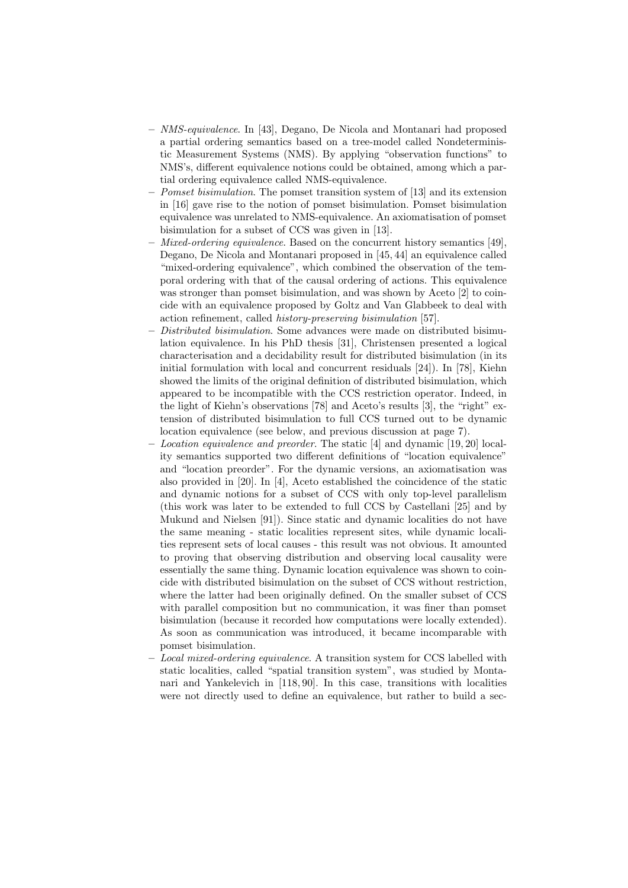- *NMS-equivalence*. In [43], Degano, De Nicola and Montanari had proposed a partial ordering semantics based on a tree-model called Nondeterministic Measurement Systems (NMS). By applying "observation functions" to NMS's, different equivalence notions could be obtained, among which a partial ordering equivalence called NMS-equivalence.
- *Pomset bisimulation*. The pomset transition system of [13] and its extension in [16] gave rise to the notion of pomset bisimulation. Pomset bisimulation equivalence was unrelated to NMS-equivalence. An axiomatisation of pomset bisimulation for a subset of CCS was given in [13].
- *Mixed-ordering equivalence*. Based on the concurrent history semantics [49], Degano, De Nicola and Montanari proposed in [45, 44] an equivalence called "mixed-ordering equivalence", which combined the observation of the temporal ordering with that of the causal ordering of actions. This equivalence was stronger than pomset bisimulation, and was shown by Aceto [2] to coincide with an equivalence proposed by Goltz and Van Glabbeek to deal with action refinement, called *history-preserving bisimulation* [57].
- *Distributed bisimulation*. Some advances were made on distributed bisimulation equivalence. In his PhD thesis [31], Christensen presented a logical characterisation and a decidability result for distributed bisimulation (in its initial formulation with local and concurrent residuals [24]). In [78], Kiehn showed the limits of the original definition of distributed bisimulation, which appeared to be incompatible with the CCS restriction operator. Indeed, in the light of Kiehn's observations [78] and Aceto's results [3], the "right" extension of distributed bisimulation to full CCS turned out to be dynamic location equivalence (see below, and previous discussion at page 7).
- *Location equivalence and preorder*. The static [4] and dynamic [19, 20] locality semantics supported two different definitions of "location equivalence" and "location preorder". For the dynamic versions, an axiomatisation was also provided in [20]. In [4], Aceto established the coincidence of the static and dynamic notions for a subset of CCS with only top-level parallelism (this work was later to be extended to full CCS by Castellani [25] and by Mukund and Nielsen [91]). Since static and dynamic localities do not have the same meaning - static localities represent sites, while dynamic localities represent sets of local causes - this result was not obvious. It amounted to proving that observing distribution and observing local causality were essentially the same thing. Dynamic location equivalence was shown to coincide with distributed bisimulation on the subset of CCS without restriction, where the latter had been originally defined. On the smaller subset of CCS with parallel composition but no communication, it was finer than pomset bisimulation (because it recorded how computations were locally extended). As soon as communication was introduced, it became incomparable with pomset bisimulation.
- *Local mixed-ordering equivalence*. A transition system for CCS labelled with static localities, called "spatial transition system", was studied by Montanari and Yankelevich in [118, 90]. In this case, transitions with localities were not directly used to define an equivalence, but rather to build a sec-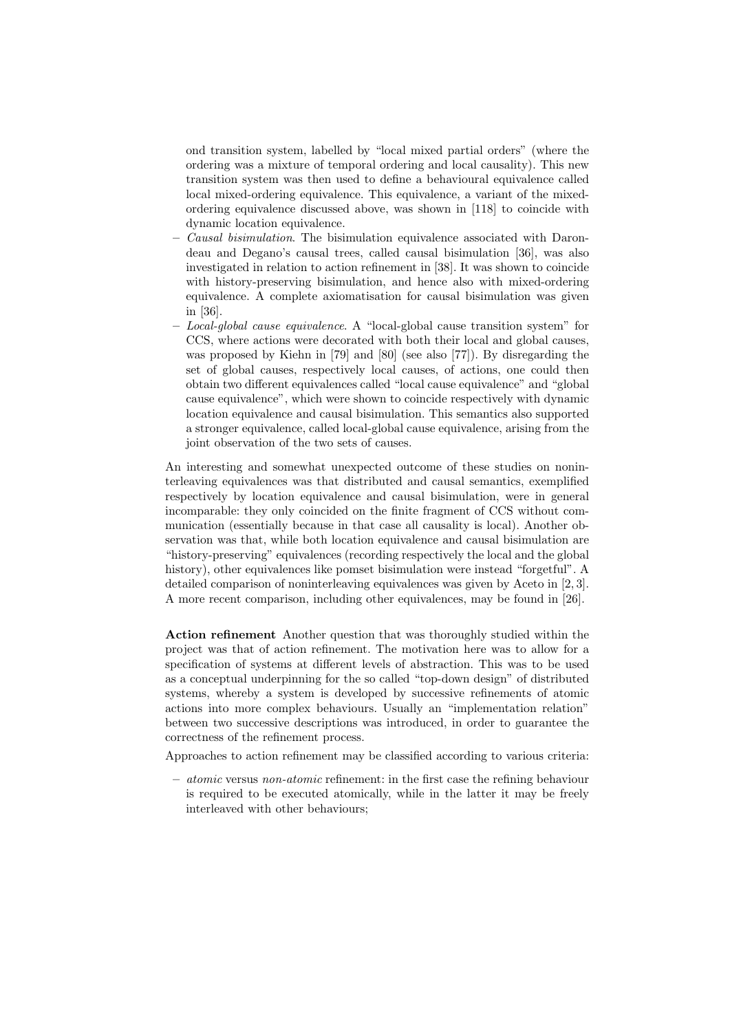ond transition system, labelled by "local mixed partial orders" (where the ordering was a mixture of temporal ordering and local causality). This new transition system was then used to define a behavioural equivalence called local mixed-ordering equivalence. This equivalence, a variant of the mixed-ordering equivalence discussed above, was shown in [118] to coincide with dynamic location equivalence.

- *Causal bisimulation*. The bisimulation equivalence associated with Darondeau and Degano's causal trees, called causal bisimulation [36], was also investigated in relation to action refinement in [38]. It was shown to coincide with history-preserving bisimulation, and hence also with mixed-ordering equivalence. A complete axiomatisation for causal bisimulation was given in [36].
- *Local-global cause equivalence*. A "local-global cause transition system" for CCS, where actions were decorated with both their local and global causes, was proposed by Kiehn in [79] and [80] (see also [77]). By disregarding the set of global causes, respectively local causes, of actions, one could then obtain two different equivalences called "local cause equivalence" and "global cause equivalence", which were shown to coincide respectively with dynamic location equivalence and causal bisimulation. This semantics also supported a stronger equivalence, called local-global cause equivalence, arising from the joint observation of the two sets of causes.

An interesting and somewhat unexpected outcome of these studies on noninterleaving equivalences was that distributed and causal semantics, exemplified respectively by location equivalence and causal bisimulation, were in general incomparable: they only coincided on the finite fragment of CCS without communication (essentially because in that case all causality is local). Another observation was that, while both location equivalence and causal bisimulation are "history-preserving" equivalences (recording respectively the local and the global history), other equivalences like pomset bisimulation were instead "forgetful". A detailed comparison of noninterleaving equivalences was given by Aceto in [2, 3]. A more recent comparison, including other equivalences, may be found in [26].

**Action refinement** Another question that was thoroughly studied within the project was that of action refinement. The motivation here was to allow for a specification of systems at different levels of abstraction. This was to be used as a conceptual underpinning for the so called "top-down design" of distributed systems, whereby a system is developed by successive refinements of atomic actions into more complex behaviours. Usually an "implementation relation" between two successive descriptions was introduced, in order to guarantee the correctness of the refinement process.

Approaches to action refinement may be classified according to various criteria:

- *atomic* versus *non-atomic* refinement: in the first case the refining behaviour is required to be executed atomically, while in the latter it may be freely interleaved with other behaviours;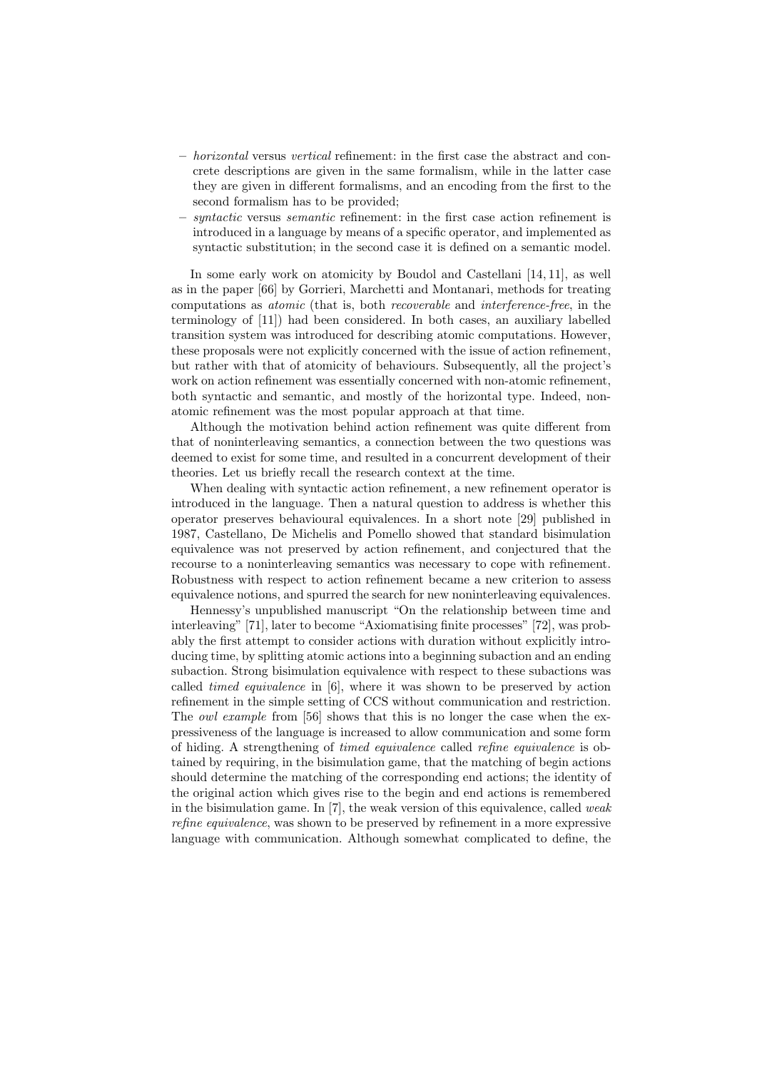- *horizontal* versus *vertical* refinement: in the first case the abstract and concrete descriptions are given in the same formalism, while in the latter case they are given in different formalisms, and an encoding from the first to the second formalism has to be provided;
- *syntactic* versus *semantic* refinement: in the first case action refinement is introduced in a language by means of a specific operator, and implemented as syntactic substitution; in the second case it is defined on a semantic model.

In some early work on atomicity by Boudol and Castellani [14, 11], as well as in the paper [66] by Gorrieri, Marchetti and Montanari, methods for treating computations as *atomic* (that is, both *recoverable* and *interference-free*, in the terminology of [11]) had been considered. In both cases, an auxiliary labelled transition system was introduced for describing atomic computations. However, these proposals were not explicitly concerned with the issue of action refinement, but rather with that of atomicity of behaviours. Subsequently, all the project's work on action refinement was essentially concerned with non-atomic refinement, both syntactic and semantic, and mostly of the horizontal type. Indeed, non-atomic refinement was the most popular approach at that time.

Although the motivation behind action refinement was quite different from that of noninterleaving semantics, a connection between the two questions was deemed to exist for some time, and resulted in a concurrent development of their theories. Let us briefly recall the research context at the time.

When dealing with syntactic action refinement, a new refinement operator is introduced in the language. Then a natural question to address is whether this operator preserves behavioural equivalences. In a short note [29] published in 1987, Castellano, De Michelis and Pomello showed that standard bisimulation equivalence was not preserved by action refinement, and conjectured that the recourse to a noninterleaving semantics was necessary to cope with refinement. Robustness with respect to action refinement became a new criterion to assess equivalence notions, and spurred the search for new noninterleaving equivalences.

Hennessy's unpublished manuscript "On the relationship between time and interleaving" [71], later to become "Axiomatising finite processes" [72], was probably the first attempt to consider actions with duration without explicitly introducing time, by splitting atomic actions into a beginning subaction and an ending subaction. Strong bisimulation equivalence with respect to these subactions was called *timed equivalence* in [6], where it was shown to be preserved by action refinement in the simple setting of CCS without communication and restriction. The *owl example* from [56] shows that this is no longer the case when the expressiveness of the language is increased to allow communication and some form of hiding. A strengthening of *timed equivalence* called *refine equivalence* is obtained by requiring, in the bisimulation game, that the matching of begin actions should determine the matching of the corresponding end actions; the identity of the original action which gives rise to the begin and end actions is remembered in the bisimulation game. In [7], the weak version of this equivalence, called *weak refine equivalence*, was shown to be preserved by refinement in a more expressive language with communication. Although somewhat complicated to define, the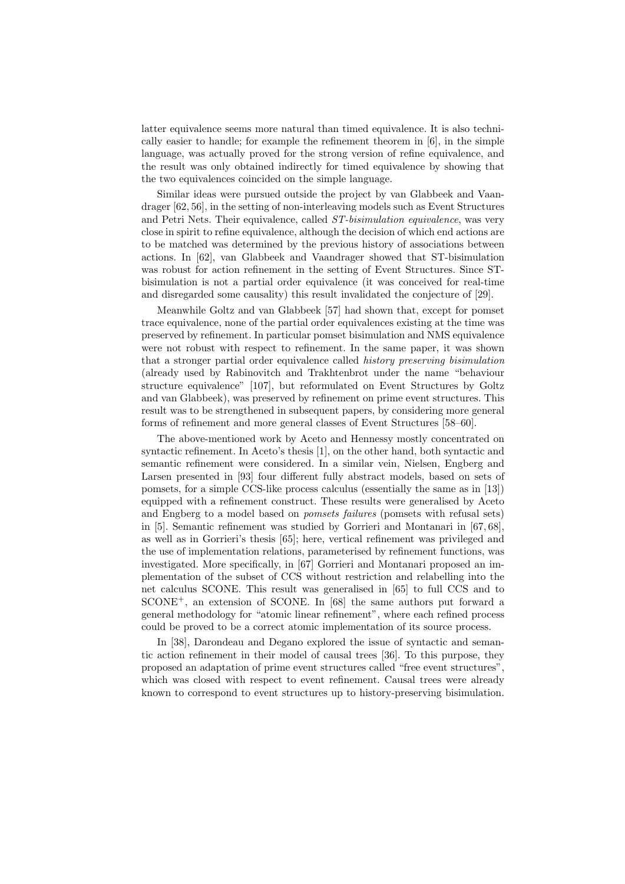latter equivalence seems more natural than timed equivalence. It is also technically easier to handle; for example the refinement theorem in [6], in the simple language, was actually proved for the strong version of refine equivalence, and the result was only obtained indirectly for timed equivalence by showing that the two equivalences coincided on the simple language.

Similar ideas were pursued outside the project by van Glabbeek and Vaandrager [62, 56], in the setting of non-interleaving models such as Event Structures and Petri Nets. Their equivalence, called *ST-bisimulation equivalence*, was very close in spirit to refine equivalence, although the decision of which end actions are to be matched was determined by the previous history of associations between actions. In [62], van Glabbeek and Vaandrager showed that ST-bisimulation was robust for action refinement in the setting of Event Structures. Since ST-bisimulation is not a partial order equivalence (it was conceived for real-time and disregarded some causality) this result invalidated the conjecture of [29].

Meanwhile Goltz and van Glabbeek [57] had shown that, except for pomset trace equivalence, none of the partial order equivalences existing at the time was preserved by refinement. In particular pomset bisimulation and NMS equivalence were not robust with respect to refinement. In the same paper, it was shown that a stronger partial order equivalence called *history preserving bisimulation* (already used by Rabinovitch and Trakhtenbrot under the name "behaviour structure equivalence" [107], but reformulated on Event Structures by Goltz and van Glabbeek), was preserved by refinement on prime event structures. This result was to be strengthened in subsequent papers, by considering more general forms of refinement and more general classes of Event Structures [58–60].

The above-mentioned work by Aceto and Hennessy mostly concentrated on syntactic refinement. In Aceto's thesis [1], on the other hand, both syntactic and semantic refinement were considered. In a similar vein, Nielsen, Engberg and Larsen presented in [93] four different fully abstract models, based on sets of pomsets, for a simple CCS-like process calculus (essentially the same as in [13]) equipped with a refinement construct. These results were generalised by Aceto and Engberg to a model based on *pomsets failures* (pomsets with refusal sets) in [5]. Semantic refinement was studied by Gorrieri and Montanari in [67, 68], as well as in Gorrieri's thesis [65]; here, vertical refinement was privileged and the use of implementation relations, parameterised by refinement functions, was investigated. More specifically, in [67] Gorrieri and Montanari proposed an implementation of the subset of CCS without restriction and relabelling into the net calculus SCONE. This result was generalised in [65] to full CCS and to SCONE$^+$, an extension of SCONE. In [68] the same authors put forward a general methodology for "atomic linear refinement", where each refined process could be proved to be a correct atomic implementation of its source process.

In [38], Darondeau and Degano explored the issue of syntactic and semantic action refinement in their model of causal trees [36]. To this purpose, they proposed an adaptation of prime event structures called "free event structures", which was closed with respect to event refinement. Causal trees were already known to correspond to event structures up to history-preserving bisimulation.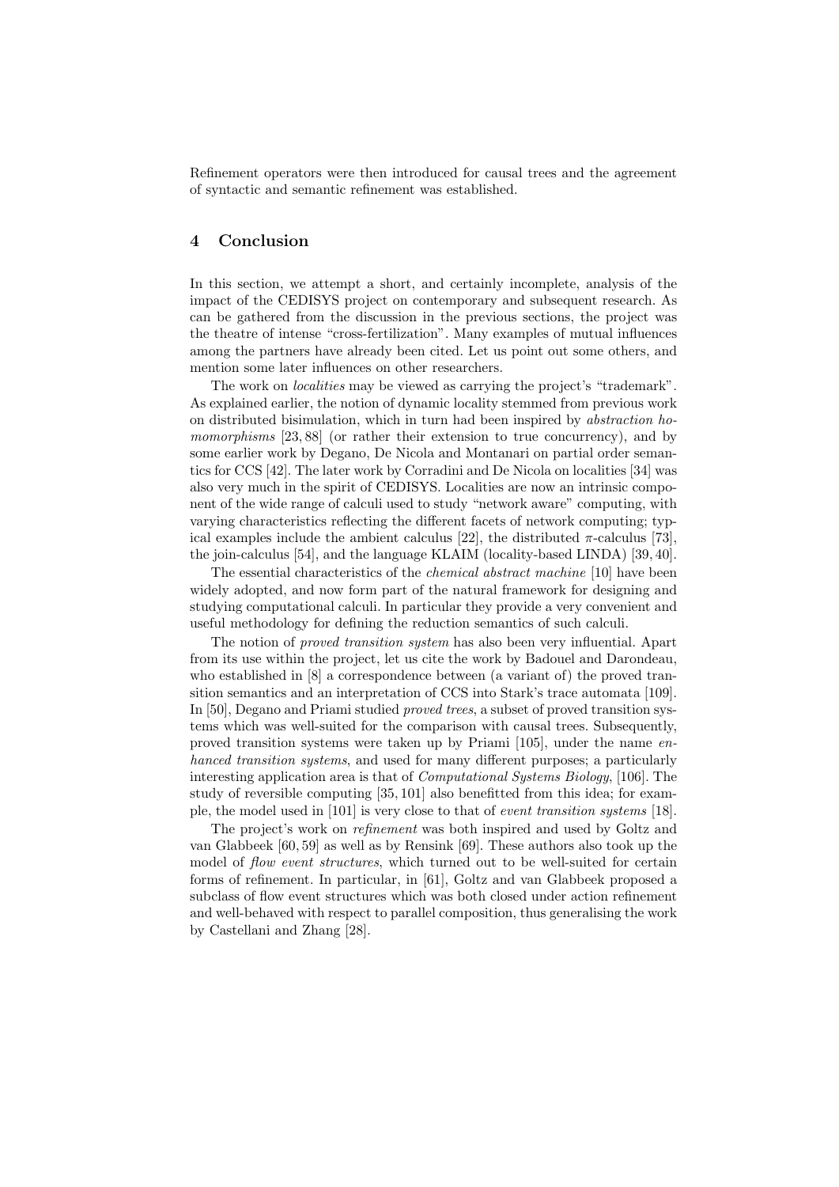Refinement operators were then introduced for causal trees and the agreement of syntactic and semantic refinement was established.

## 4 Conclusion

In this section, we attempt a short, and certainly incomplete, analysis of the impact of the CEDISYS project on contemporary and subsequent research. As can be gathered from the discussion in the previous sections, the project was the theatre of intense "cross-fertilization". Many examples of mutual influences among the partners have already been cited. Let us point out some others, and mention some later influences on other researchers.

The work on *localities* may be viewed as carrying the project's "trademark". As explained earlier, the notion of dynamic locality stemmed from previous work on distributed bisimulation, which in turn had been inspired by *abstraction homomorphisms* [23, 88] (or rather their extension to true concurrency), and by some earlier work by Degano, De Nicola and Montanari on partial order semantics for CCS [42]. The later work by Corradini and De Nicola on localities [34] was also very much in the spirit of CEDISYS. Localities are now an intrinsic component of the wide range of calculi used to study "network aware" computing, with varying characteristics reflecting the different facets of network computing; typical examples include the ambient calculus [22], the distributed $\pi$-calculus [73], the join-calculus [54], and the language KLAIM (locality-based LINDA) [39, 40].

The essential characteristics of the *chemical abstract machine* [10] have been widely adopted, and now form part of the natural framework for designing and studying computational calculi. In particular they provide a very convenient and useful methodology for defining the reduction semantics of such calculi.

The notion of *proved transition system* has also been very influential. Apart from its use within the project, let us cite the work by Badouel and Darondeau, who established in [8] a correspondence between (a variant of) the proved transition semantics and an interpretation of CCS into Stark's trace automata [109]. In [50], Degano and Priami studied *proved trees*, a subset of proved transition systems which was well-suited for the comparison with causal trees. Subsequently, proved transition systems were taken up by Priami [105], under the name *enhanced transition systems*, and used for many different purposes; a particularly interesting application area is that of *Computational Systems Biology*, [106]. The study of reversible computing [35, 101] also benefitted from this idea; for example, the model used in [101] is very close to that of *event transition systems* [18].

The project's work on *refinement* was both inspired and used by Goltz and van Glabbeek [60, 59] as well as by Rensink [69]. These authors also took up the model of *flow event structures*, which turned out to be well-suited for certain forms of refinement. In particular, in [61], Goltz and van Glabbeek proposed a subclass of flow event structures which was both closed under action refinement and well-behaved with respect to parallel composition, thus generalising the work by Castellani and Zhang [28].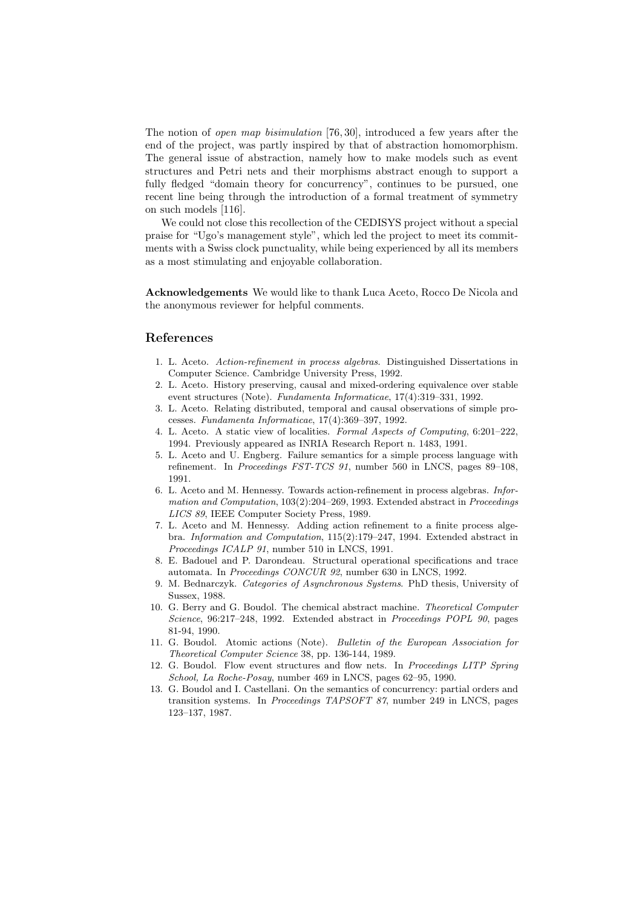The notion of *open map bisimulation* [76, 30], introduced a few years after the end of the project, was partly inspired by that of abstraction homomorphism. The general issue of abstraction, namely how to make models such as event structures and Petri nets and their morphisms abstract enough to support a fully fledged "domain theory for concurrency", continues to be pursued, one recent line being through the introduction of a formal treatment of symmetry on such models [116].

We could not close this recollection of the CEDISYS project without a special praise for "Ugo's management style", which led the project to meet its commitments with a Swiss clock punctuality, while being experienced by all its members as a most stimulating and enjoyable collaboration.

**Acknowledgements** We would like to thank Luca Aceto, Rocco De Nicola and the anonymous reviewer for helpful comments.

## References

1. L. Aceto. *Action-refinement in process algebras*. Distinguished Dissertations in Computer Science. Cambridge University Press, 1992.
2. L. Aceto. History preserving, causal and mixed-ordering equivalence over stable event structures (Note). *Fundamenta Informaticae*, 17(4):319–331, 1992.
3. L. Aceto. Relating distributed, temporal and causal observations of simple processes. *Fundamenta Informaticae*, 17(4):369–397, 1992.
4. L. Aceto. A static view of localities. *Formal Aspects of Computing*, 6:201–222, 1994. Previously appeared as INRIA Research Report n. 1483, 1991.
5. L. Aceto and U. Engberg. Failure semantics for a simple process language with refinement. In *Proceedings FST-TCS 91*, number 560 in LNCS, pages 89–108, 1991.
6. L. Aceto and M. Hennessy. Towards action-refinement in process algebras. *Information and Computation*, 103(2):204–269, 1993. Extended abstract in *Proceedings LICS 89*, IEEE Computer Society Press, 1989.
7. L. Aceto and M. Hennessy. Adding action refinement to a finite process algebra. *Information and Computation*, 115(2):179–247, 1994. Extended abstract in *Proceedings ICALP 91*, number 510 in LNCS, 1991.
8. E. Badouel and P. Darondeau. Structural operational specifications and trace automata. In *Proceedings CONCUR 92*, number 630 in LNCS, 1992.
9. M. Bednarczyk. *Categories of Asynchronous Systems*. PhD thesis, University of Sussex, 1988.
10. G. Berry and G. Boudol. The chemical abstract machine. *Theoretical Computer Science*, 96:217–248, 1992. Extended abstract in *Proceedings POPL 90*, pages 81-94, 1990.
11. G. Boudol. Atomic actions (Note). *Bulletin of the European Association for Theoretical Computer Science* 38, pp. 136-144, 1989.
12. G. Boudol. Flow event structures and flow nets. In *Proceedings LITP Spring School, La Roche-Posay*, number 469 in LNCS, pages 62–95, 1990.
13. G. Boudol and I. Castellani. On the semantics of concurrency: partial orders and transition systems. In *Proceedings TAPSOFT 87*, number 249 in LNCS, pages 123–137, 1987.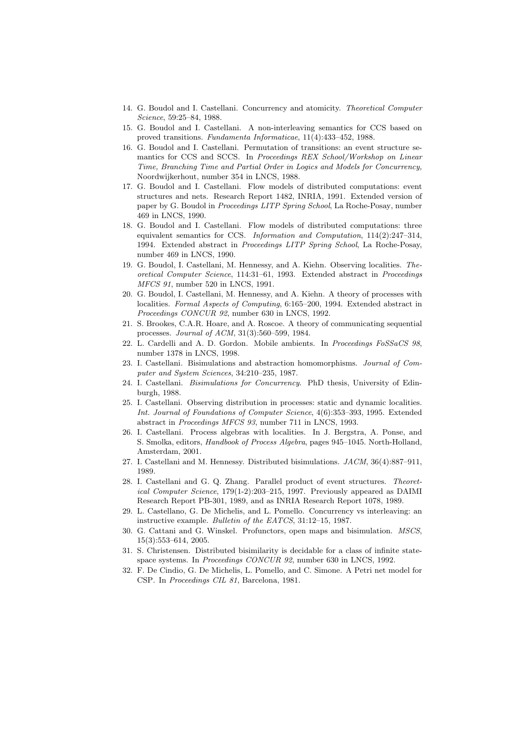14. G. Boudol and I. Castellani. Concurrency and atomicity. *Theoretical Computer Science*, 59:25–84, 1988.
15. G. Boudol and I. Castellani. A non-interleaving semantics for CCS based on proved transitions. *Fundamenta Informaticae*, 11(4):433–452, 1988.
16. G. Boudol and I. Castellani. Permutation of transitions: an event structure semantics for CCS and SCCS. In *Proceedings REX School/Workshop on Linear Time, Branching Time and Partial Order in Logics and Models for Concurrency,* Noordwijkerhout, number 354 in LNCS, 1988.
17. G. Boudol and I. Castellani. Flow models of distributed computations: event structures and nets. Research Report 1482, INRIA, 1991. Extended version of paper by G. Boudol in *Proceedings LITP Spring School*, La Roche-Posay, number 469 in LNCS, 1990.
18. G. Boudol and I. Castellani. Flow models of distributed computations: three equivalent semantics for CCS. *Information and Computation*, 114(2):247–314, 1994. Extended abstract in *Proceedings LITP Spring School*, La Roche-Posay, number 469 in LNCS, 1990.
19. G. Boudol, I. Castellani, M. Hennessy, and A. Kiehn. Observing localities. *Theoretical Computer Science*, 114:31–61, 1993. Extended abstract in *Proceedings MFCS 91*, number 520 in LNCS, 1991.
20. G. Boudol, I. Castellani, M. Hennessy, and A. Kiehn. A theory of processes with localities. *Formal Aspects of Computing*, 6:165–200, 1994. Extended abstract in *Proceedings CONCUR 92*, number 630 in LNCS, 1992.
21. S. Brookes, C.A.R. Hoare, and A. Roscoe. A theory of communicating sequential processes. *Journal of ACM*, 31(3):560–599, 1984.
22. L. Cardelli and A. D. Gordon. Mobile ambients. In *Proceedings FoSSaCS 98*, number 1378 in LNCS, 1998.
23. I. Castellani. Bisimulations and abstraction homomorphisms. *Journal of Computer and System Sciences*, 34:210–235, 1987.
24. I. Castellani. *Bisimulations for Concurrency*. PhD thesis, University of Edinburgh, 1988.
25. I. Castellani. Observing distribution in processes: static and dynamic localities. *Int. Journal of Foundations of Computer Science*, 4(6):353–393, 1995. Extended abstract in *Proceedings MFCS 93*, number 711 in LNCS, 1993.
26. I. Castellani. Process algebras with localities. In J. Bergstra, A. Ponse, and S. Smolka, editors, *Handbook of Process Algebra*, pages 945–1045. North-Holland, Amsterdam, 2001.
27. I. Castellani and M. Hennessy. Distributed bisimulations. *JACM*, 36(4):887–911, 1989.
28. I. Castellani and G. Q. Zhang. Parallel product of event structures. *Theoretical Computer Science*, 179(1-2):203–215, 1997. Previously appeared as DAIMI Research Report PB-301, 1989, and as INRIA Research Report 1078, 1989.
29. L. Castellano, G. De Michelis, and L. Pomello. Concurrency vs interleaving: an instructive example. *Bulletin of the EATCS*, 31:12–15, 1987.
30. G. Cattani and G. Winskel. Profunctors, open maps and bisimulation. *MSCS*, 15(3):553–614, 2005.
31. S. Christensen. Distributed bisimilarity is decidable for a class of infinite state-space systems. In *Proceedings CONCUR 92*, number 630 in LNCS, 1992.
32. F. De Cindio, G. De Michelis, L. Pomello, and C. Simone. A Petri net model for CSP. In *Proceedings CIL 81*, Barcelona, 1981.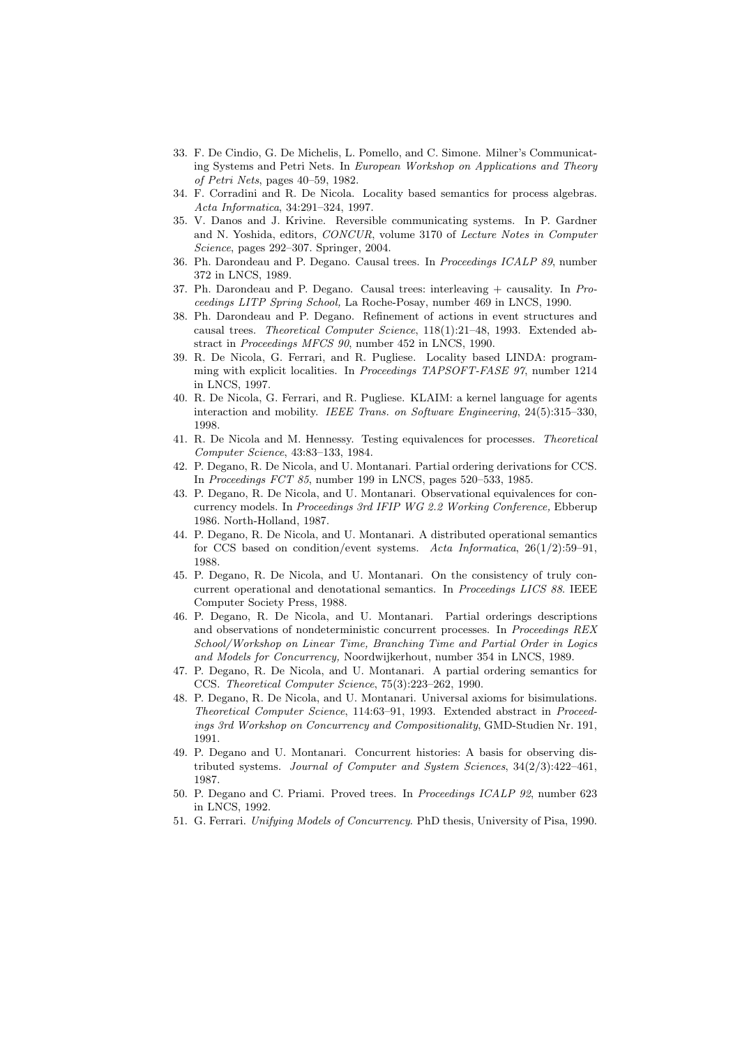33. F. De Cindio, G. De Michelis, L. Pomello, and C. Simone. Milner's Communicating Systems and Petri Nets. In *European Workshop on Applications and Theory of Petri Nets*, pages 40–59, 1982.
34. F. Corradini and R. De Nicola. Locality based semantics for process algebras. *Acta Informatica*, 34:291–324, 1997.
35. V. Danos and J. Krivine. Reversible communicating systems. In P. Gardner and N. Yoshida, editors, *CONCUR*, volume 3170 of *Lecture Notes in Computer Science*, pages 292–307. Springer, 2004.
36. Ph. Darondeau and P. Degano. Causal trees. In *Proceedings ICALP 89*, number 372 in LNCS, 1989.
37. Ph. Darondeau and P. Degano. Causal trees: interleaving + causality. In *Proceedings LITP Spring School,* La Roche-Posay, number 469 in LNCS, 1990.
38. Ph. Darondeau and P. Degano. Refinement of actions in event structures and causal trees. *Theoretical Computer Science*, 118(1):21–48, 1993. Extended abstract in *Proceedings MFCS 90*, number 452 in LNCS, 1990.
39. R. De Nicola, G. Ferrari, and R. Pugliese. Locality based LINDA: programming with explicit localities. In *Proceedings TAPSOFT-FASE 97*, number 1214 in LNCS, 1997.
40. R. De Nicola, G. Ferrari, and R. Pugliese. KLAIM: a kernel language for agents interaction and mobility. *IEEE Trans. on Software Engineering*, 24(5):315–330, 1998.
41. R. De Nicola and M. Hennessy. Testing equivalences for processes. *Theoretical Computer Science*, 43:83–133, 1984.
42. P. Degano, R. De Nicola, and U. Montanari. Partial ordering derivations for CCS. In *Proceedings FCT 85*, number 199 in LNCS, pages 520–533, 1985.
43. P. Degano, R. De Nicola, and U. Montanari. Observational equivalences for concurrency models. In *Proceedings 3rd IFIP WG 2.2 Working Conference,* Ebberup 1986. North-Holland, 1987.
44. P. Degano, R. De Nicola, and U. Montanari. A distributed operational semantics for CCS based on condition/event systems. *Acta Informatica*, 26(1/2):59–91, 1988.
45. P. Degano, R. De Nicola, and U. Montanari. On the consistency of truly concurrent operational and denotational semantics. In *Proceedings LICS 88*. IEEE Computer Society Press, 1988.
46. P. Degano, R. De Nicola, and U. Montanari. Partial orderings descriptions and observations of nondeterministic concurrent processes. In *Proceedings REX School/Workshop on Linear Time, Branching Time and Partial Order in Logics and Models for Concurrency,* Noordwijkerhout, number 354 in LNCS, 1989.
47. P. Degano, R. De Nicola, and U. Montanari. A partial ordering semantics for CCS. *Theoretical Computer Science*, 75(3):223–262, 1990.
48. P. Degano, R. De Nicola, and U. Montanari. Universal axioms for bisimulations. *Theoretical Computer Science*, 114:63–91, 1993. Extended abstract in *Proceedings 3rd Workshop on Concurrency and Compositionality*, GMD-Studien Nr. 191, 1991.
49. P. Degano and U. Montanari. Concurrent histories: A basis for observing distributed systems. *Journal of Computer and System Sciences*, 34(2/3):422–461, 1987.
50. P. Degano and C. Priami. Proved trees. In *Proceedings ICALP 92*, number 623 in LNCS, 1992.
51. G. Ferrari. *Unifying Models of Concurrency*. PhD thesis, University of Pisa, 1990.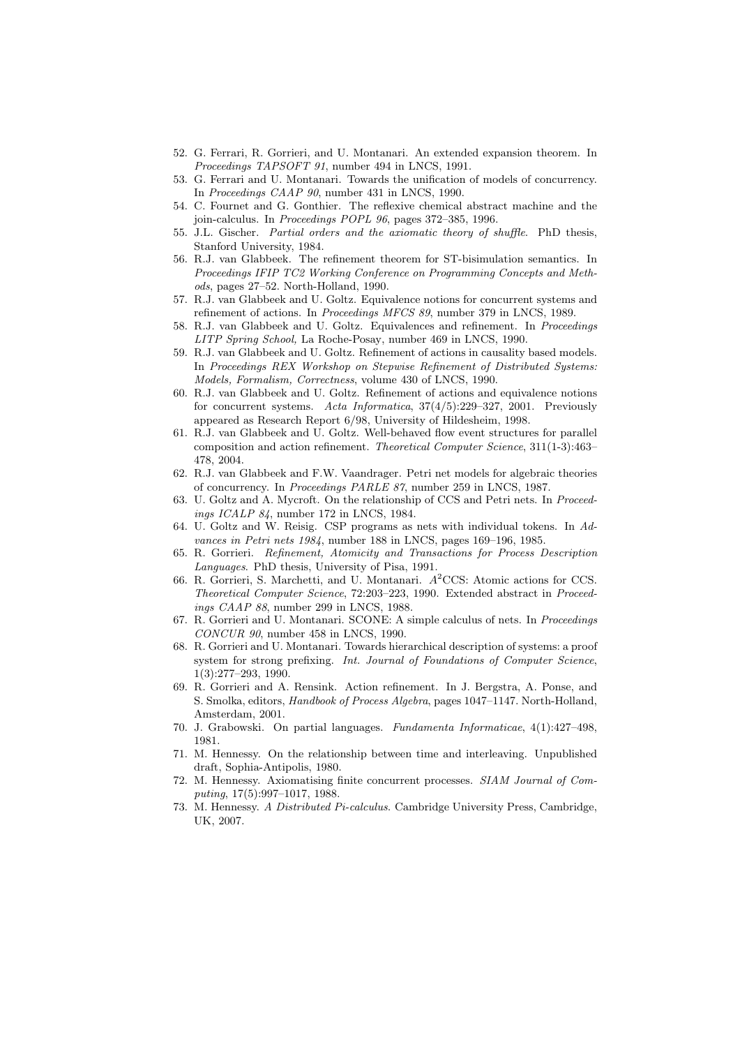52. G. Ferrari, R. Gorrieri, and U. Montanari. An extended expansion theorem. In *Proceedings TAPSOFT 91*, number 494 in LNCS, 1991.
53. G. Ferrari and U. Montanari. Towards the unification of models of concurrency. In *Proceedings CAAP 90*, number 431 in LNCS, 1990.
54. C. Fournet and G. Gonthier. The reflexive chemical abstract machine and the join-calculus. In *Proceedings POPL 96*, pages 372–385, 1996.
55. J.L. Gischer. *Partial orders and the axiomatic theory of shuffle*. PhD thesis, Stanford University, 1984.
56. R.J. van Glabbeek. The refinement theorem for ST-bisimulation semantics. In *Proceedings IFIP TC2 Working Conference on Programming Concepts and Methods*, pages 27–52. North-Holland, 1990.
57. R.J. van Glabbeek and U. Goltz. Equivalence notions for concurrent systems and refinement of actions. In *Proceedings MFCS 89*, number 379 in LNCS, 1989.
58. R.J. van Glabbeek and U. Goltz. Equivalences and refinement. In *Proceedings LITP Spring School,* La Roche-Posay, number 469 in LNCS, 1990.
59. R.J. van Glabbeek and U. Goltz. Refinement of actions in causality based models. In *Proceedings REX Workshop on Stepwise Refinement of Distributed Systems: Models, Formalism, Correctness*, volume 430 of LNCS, 1990.
60. R.J. van Glabbeek and U. Goltz. Refinement of actions and equivalence notions for concurrent systems. *Acta Informatica*, 37(4/5):229–327, 2001. Previously appeared as Research Report 6/98, University of Hildesheim, 1998.
61. R.J. van Glabbeek and U. Goltz. Well-behaved flow event structures for parallel composition and action refinement. *Theoretical Computer Science*, 311(1-3):463–478, 2004.
62. R.J. van Glabbeek and F.W. Vaandrager. Petri net models for algebraic theories of concurrency. In *Proceedings PARLE 87*, number 259 in LNCS, 1987.
63. U. Goltz and A. Mycroft. On the relationship of CCS and Petri nets. In *Proceedings ICALP 84*, number 172 in LNCS, 1984.
64. U. Goltz and W. Reisig. CSP programs as nets with individual tokens. In *Advances in Petri nets 1984*, number 188 in LNCS, pages 169–196, 1985.
65. R. Gorrieri. *Refinement, Atomicity and Transactions for Process Description Languages*. PhD thesis, University of Pisa, 1991.
66. R. Gorrieri, S. Marchetti, and U. Montanari. $A^2$CCS: Atomic actions for CCS. *Theoretical Computer Science*, 72:203–223, 1990. Extended abstract in *Proceedings CAAP 88*, number 299 in LNCS, 1988.
67. R. Gorrieri and U. Montanari. SCONE: A simple calculus of nets. In *Proceedings CONCUR 90*, number 458 in LNCS, 1990.
68. R. Gorrieri and U. Montanari. Towards hierarchical description of systems: a proof system for strong prefixing. *Int. Journal of Foundations of Computer Science*, 1(3):277–293, 1990.
69. R. Gorrieri and A. Rensink. Action refinement. In J. Bergstra, A. Ponse, and S. Smolka, editors, *Handbook of Process Algebra*, pages 1047–1147. North-Holland, Amsterdam, 2001.
70. J. Grabowski. On partial languages. *Fundamenta Informaticae*, 4(1):427–498, 1981.
71. M. Hennessy. On the relationship between time and interleaving. Unpublished draft, Sophia-Antipolis, 1980.
72. M. Hennessy. Axiomatising finite concurrent processes. *SIAM Journal of Computing*, 17(5):997–1017, 1988.
73. M. Hennessy. *A Distributed Pi-calculus*. Cambridge University Press, Cambridge, UK, 2007.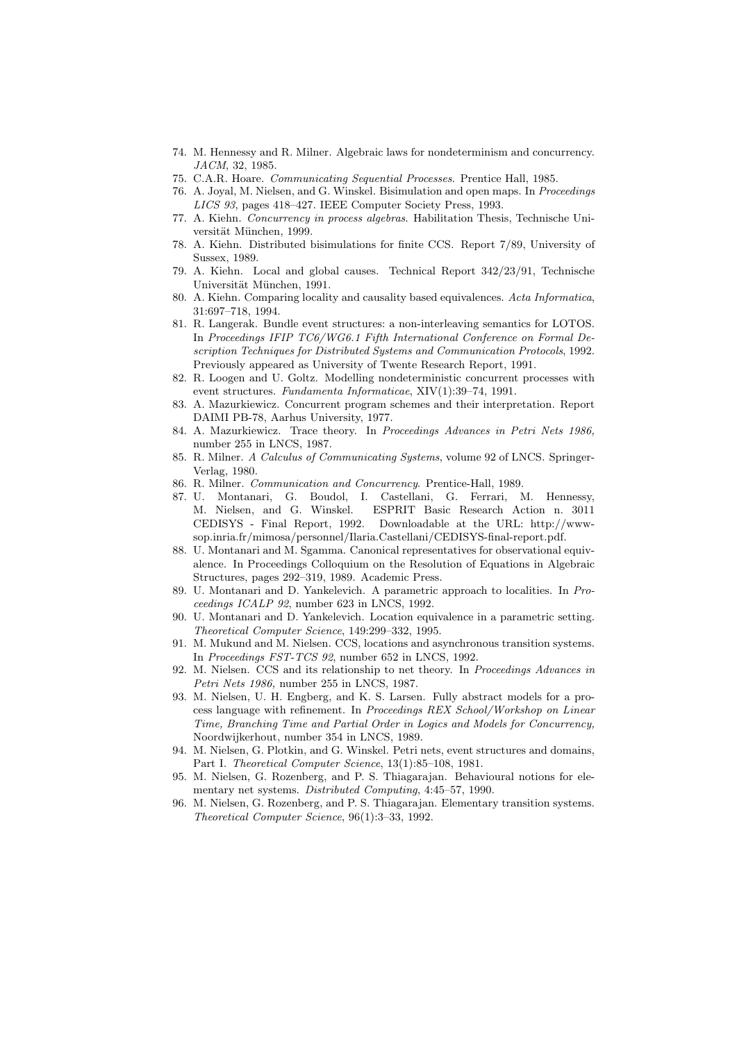74. M. Hennessy and R. Milner. Algebraic laws for nondeterminism and concurrency. *JACM*, 32, 1985.
75. C.A.R. Hoare. *Communicating Sequential Processes*. Prentice Hall, 1985.
76. A. Joyal, M. Nielsen, and G. Winskel. Bisimulation and open maps. In *Proceedings LICS 93*, pages 418–427. IEEE Computer Society Press, 1993.
77. A. Kiehn. *Concurrency in process algebras*. Habilitation Thesis, Technische Universität München, 1999.
78. A. Kiehn. Distributed bisimulations for finite CCS. Report 7/89, University of Sussex, 1989.
79. A. Kiehn. Local and global causes. Technical Report 342/23/91, Technische Universität München, 1991.
80. A. Kiehn. Comparing locality and causality based equivalences. *Acta Informatica*, 31:697–718, 1994.
81. R. Langerak. Bundle event structures: a non-interleaving semantics for LOTOS. In *Proceedings IFIP TC6/WG6.1 Fifth International Conference on Formal Description Techniques for Distributed Systems and Communication Protocols*, 1992. Previously appeared as University of Twente Research Report, 1991.
82. R. Loogen and U. Goltz. Modelling nondeterministic concurrent processes with event structures. *Fundamenta Informaticae*, XIV(1):39–74, 1991.
83. A. Mazurkiewicz. Concurrent program schemes and their interpretation. Report DAIMI PB-78, Aarhus University, 1977.
84. A. Mazurkiewicz. Trace theory. In *Proceedings Advances in Petri Nets 1986,* number 255 in LNCS, 1987.
85. R. Milner. *A Calculus of Communicating Systems*, volume 92 of LNCS. Springer-Verlag, 1980.
86. R. Milner. *Communication and Concurrency*. Prentice-Hall, 1989.
87. U. Montanari, G. Boudol, I. Castellani, G. Ferrari, M. Hennessy, M. Nielsen, and G. Winskel. ESPRIT Basic Research Action n. 3011 CEDISYS - Final Report, 1992. Downloadable at the URL: http://www-sop.inria.fr/mimosa/personnel/Ilaria.Castellani/CEDISYS-final-report.pdf.
88. U. Montanari and M. Sgamma. Canonical representatives for observational equivalence. In Proceedings Colloquium on the Resolution of Equations in Algebraic Structures, pages 292–319, 1989. Academic Press.
89. U. Montanari and D. Yankelevich. A parametric approach to localities. In *Proceedings ICALP 92*, number 623 in LNCS, 1992.
90. U. Montanari and D. Yankelevich. Location equivalence in a parametric setting. *Theoretical Computer Science*, 149:299–332, 1995.
91. M. Mukund and M. Nielsen. CCS, locations and asynchronous transition systems. In *Proceedings FST-TCS 92*, number 652 in LNCS, 1992.
92. M. Nielsen. CCS and its relationship to net theory. In *Proceedings Advances in Petri Nets 1986,* number 255 in LNCS, 1987.
93. M. Nielsen, U. H. Engberg, and K. S. Larsen. Fully abstract models for a process language with refinement. In *Proceedings REX School/Workshop on Linear Time, Branching Time and Partial Order in Logics and Models for Concurrency,* Noordwijkerhout, number 354 in LNCS, 1989.
94. M. Nielsen, G. Plotkin, and G. Winskel. Petri nets, event structures and domains, Part I. *Theoretical Computer Science*, 13(1):85–108, 1981.
95. M. Nielsen, G. Rozenberg, and P. S. Thiagarajan. Behavioural notions for elementary net systems. *Distributed Computing*, 4:45–57, 1990.
96. M. Nielsen, G. Rozenberg, and P. S. Thiagarajan. Elementary transition systems. *Theoretical Computer Science*, 96(1):3–33, 1992.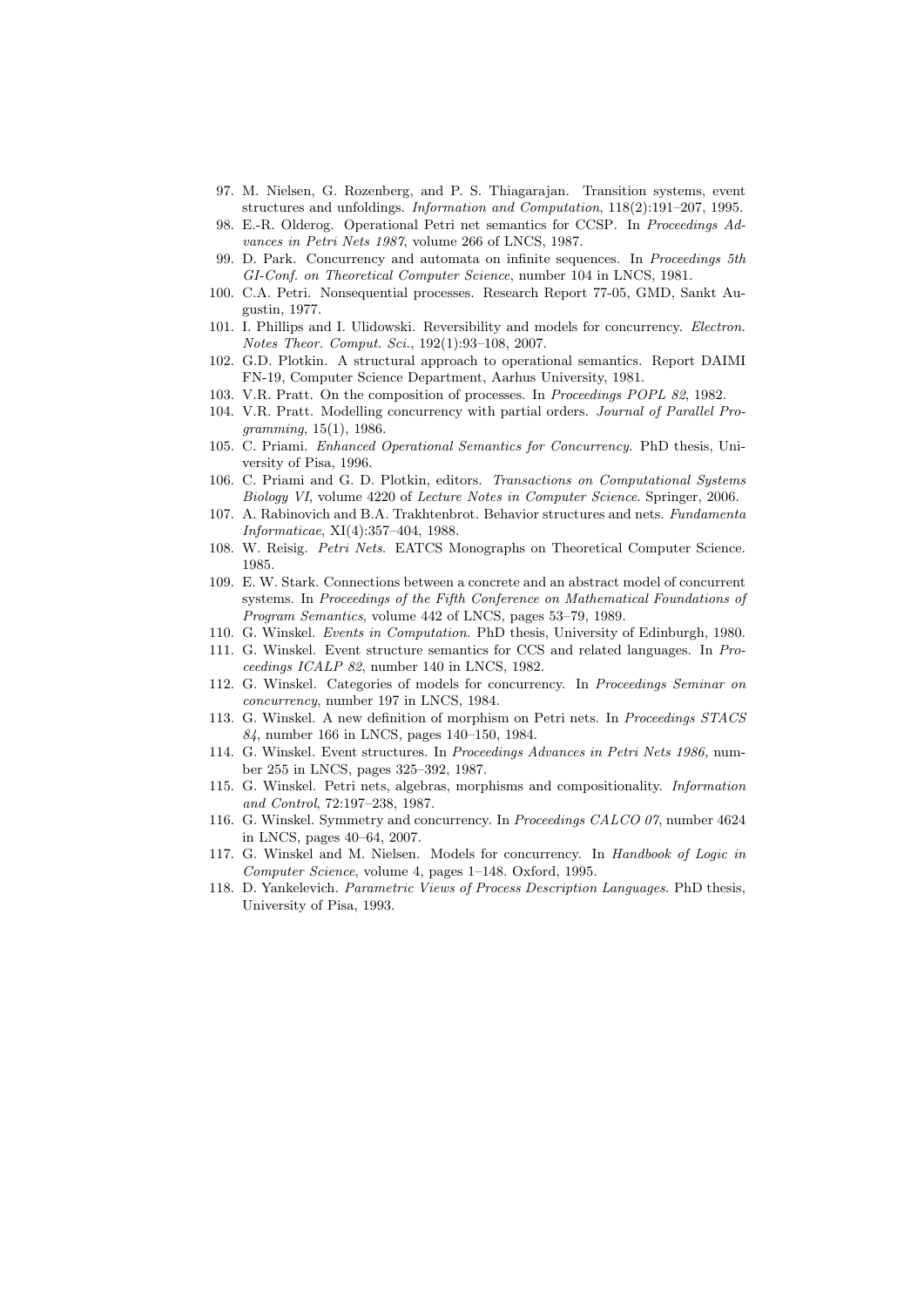97. M. Nielsen, G. Rozenberg, and P. S. Thiagarajan. Transition systems, event structures and unfoldings. *Information and Computation*, 118(2):191–207, 1995.
98. E.-R. Olderog. Operational Petri net semantics for CCSP. In *Proceedings Advances in Petri Nets 1987*, volume 266 of LNCS, 1987.
99. D. Park. Concurrency and automata on infinite sequences. In *Proceedings 5th GI-Conf. on Theoretical Computer Science*, number 104 in LNCS, 1981.
100. C.A. Petri. Nonsequential processes. Research Report 77-05, GMD, Sankt Augustin, 1977.
101. I. Phillips and I. Ulidowski. Reversibility and models for concurrency. *Electron. Notes Theor. Comput. Sci.*, 192(1):93–108, 2007.
102. G.D. Plotkin. A structural approach to operational semantics. Report DAIMI FN-19, Computer Science Department, Aarhus University, 1981.
103. V.R. Pratt. On the composition of processes. In *Proceedings POPL 82*, 1982.
104. V.R. Pratt. Modelling concurrency with partial orders. *Journal of Parallel Programming*, 15(1), 1986.
105. C. Priami. *Enhanced Operational Semantics for Concurrency*. PhD thesis, University of Pisa, 1996.
106. C. Priami and G. D. Plotkin, editors. *Transactions on Computational Systems Biology VI*, volume 4220 of *Lecture Notes in Computer Science*. Springer, 2006.
107. A. Rabinovich and B.A. Trakhtenbrot. Behavior structures and nets. *Fundamenta Informaticae*, XI(4):357–404, 1988.
108. W. Reisig. *Petri Nets*. EATCS Monographs on Theoretical Computer Science. 1985.
109. E. W. Stark. Connections between a concrete and an abstract model of concurrent systems. In *Proceedings of the Fifth Conference on Mathematical Foundations of Program Semantics*, volume 442 of LNCS, pages 53–79, 1989.
110. G. Winskel. *Events in Computation*. PhD thesis, University of Edinburgh, 1980.
111. G. Winskel. Event structure semantics for CCS and related languages. In *Proceedings ICALP 82*, number 140 in LNCS, 1982.
112. G. Winskel. Categories of models for concurrency. In *Proceedings Seminar on concurrency*, number 197 in LNCS, 1984.
113. G. Winskel. A new definition of morphism on Petri nets. In *Proceedings STACS 84*, number 166 in LNCS, pages 140–150, 1984.
114. G. Winskel. Event structures. In *Proceedings Advances in Petri Nets 1986,* number 255 in LNCS, pages 325–392, 1987.
115. G. Winskel. Petri nets, algebras, morphisms and compositionality. *Information and Control*, 72:197–238, 1987.
116. G. Winskel. Symmetry and concurrency. In *Proceedings CALCO 07*, number 4624 in LNCS, pages 40–64, 2007.
117. G. Winskel and M. Nielsen. Models for concurrency. In *Handbook of Logic in Computer Science*, volume 4, pages 1–148. Oxford, 1995.
118. D. Yankelevich. *Parametric Views of Process Description Languages*. PhD thesis, University of Pisa, 1993.